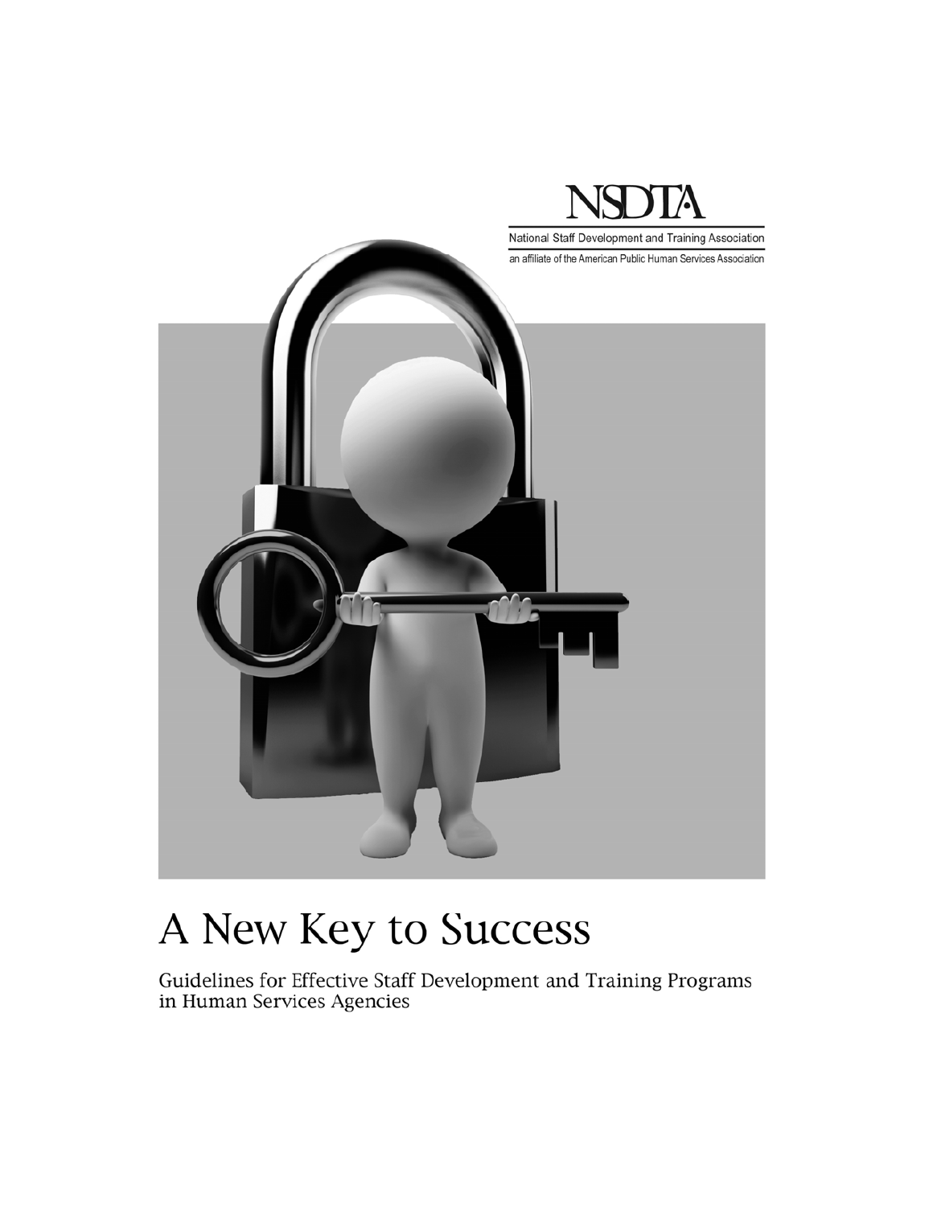NSDTA

National Staff Development and Training Association

an affiliate of the American Public Human Services Association

# A New Key to Success

## Guidelines for Effective Staff Development and Training Programs in Human Services Agencies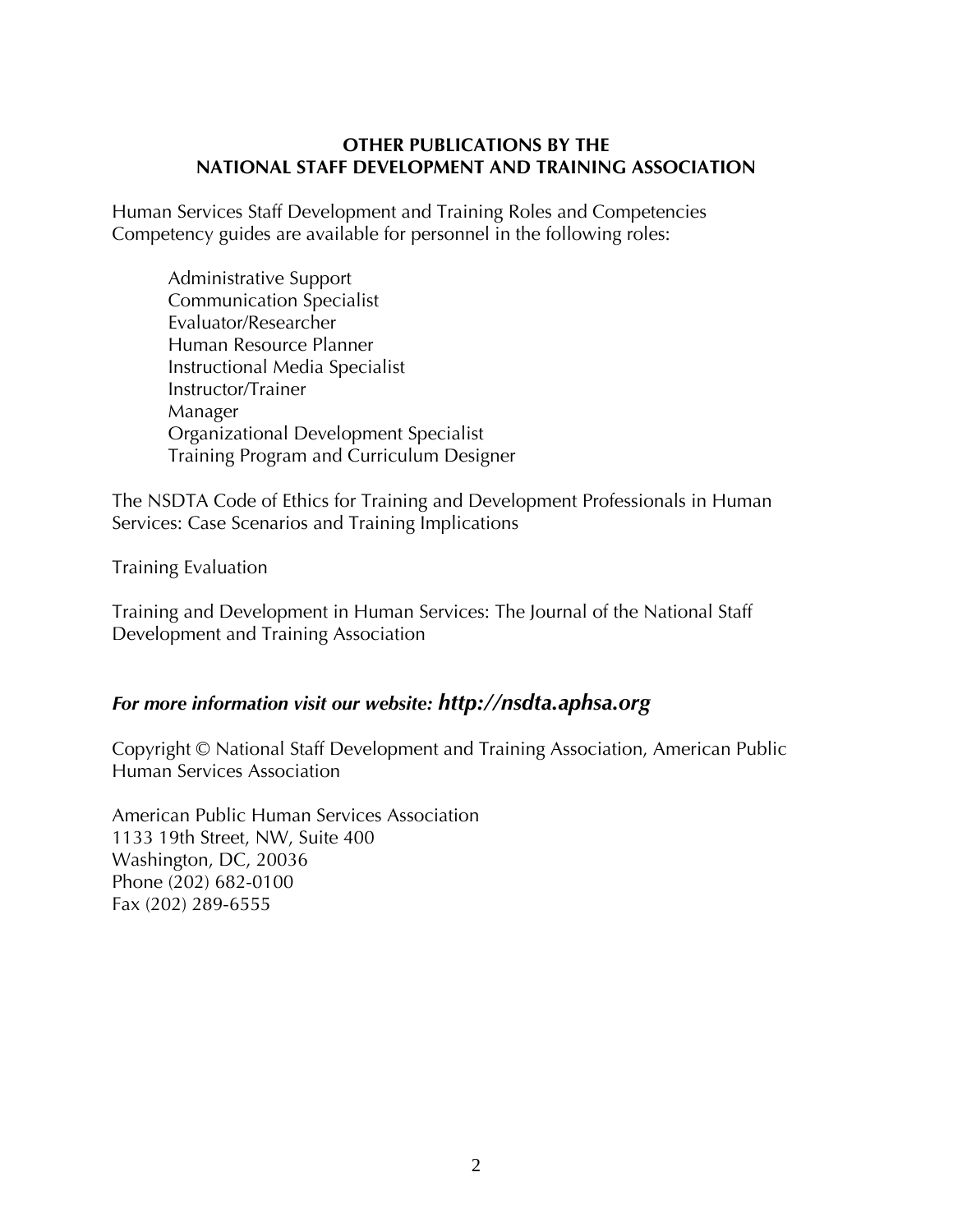## OTHER PUBLICATIONS BY THE NATIONAL STAFF DEVELOPMENT AND TRAINING ASSOCIATION

Human Services Staff Development and Training Roles and Competencies
Competency guides are available for personnel in the following roles:

- Administrative Support
- Communication Specialist
- Evaluator/Researcher
- Human Resource Planner
- Instructional Media Specialist
- Instructor/Trainer
- Manager
- Organizational Development Specialist
- Training Program and Curriculum Designer

The NSDTA Code of Ethics for Training and Development Professionals in Human Services: Case Scenarios and Training Implications

Training Evaluation

Training and Development in Human Services: The Journal of the National Staff Development and Training Association

***For more information visit our website: http://nsdta.aphsa.org***

Copyright © National Staff Development and Training Association, American Public Human Services Association

American Public Human Services Association
1133 19th Street, NW, Suite 400
Washington, DC, 20036
Phone (202) 682-0100
Fax (202) 289-6555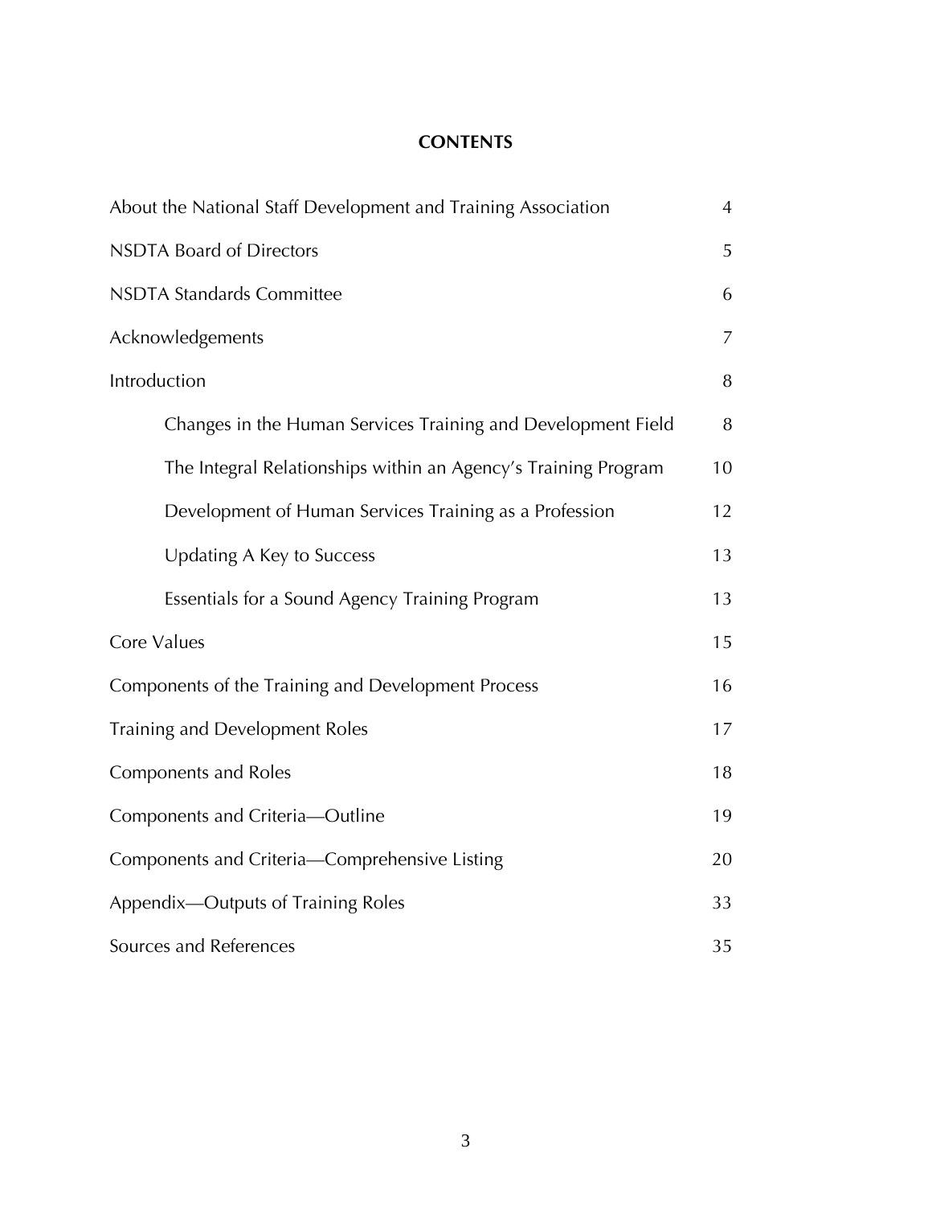# CONTENTS

| | |
|---|---|
| About the National Staff Development and Training Association | 4 |
| NSDTA Board of Directors | 5 |
| NSDTA Standards Committee | 6 |
| Acknowledgements | 7 |
| Introduction | 8 |
| Changes in the Human Services Training and Development Field | 8 |
| The Integral Relationships within an Agency's Training Program | 10 |
| Development of Human Services Training as a Profession | 12 |
| Updating A Key to Success | 13 |
| Essentials for a Sound Agency Training Program | 13 |
| Core Values | 15 |
| Components of the Training and Development Process | 16 |
| Training and Development Roles | 17 |
| Components and Roles | 18 |
| Components and Criteria—Outline | 19 |
| Components and Criteria—Comprehensive Listing | 20 |
| Appendix—Outputs of Training Roles | 33 |
| Sources and References | 35 |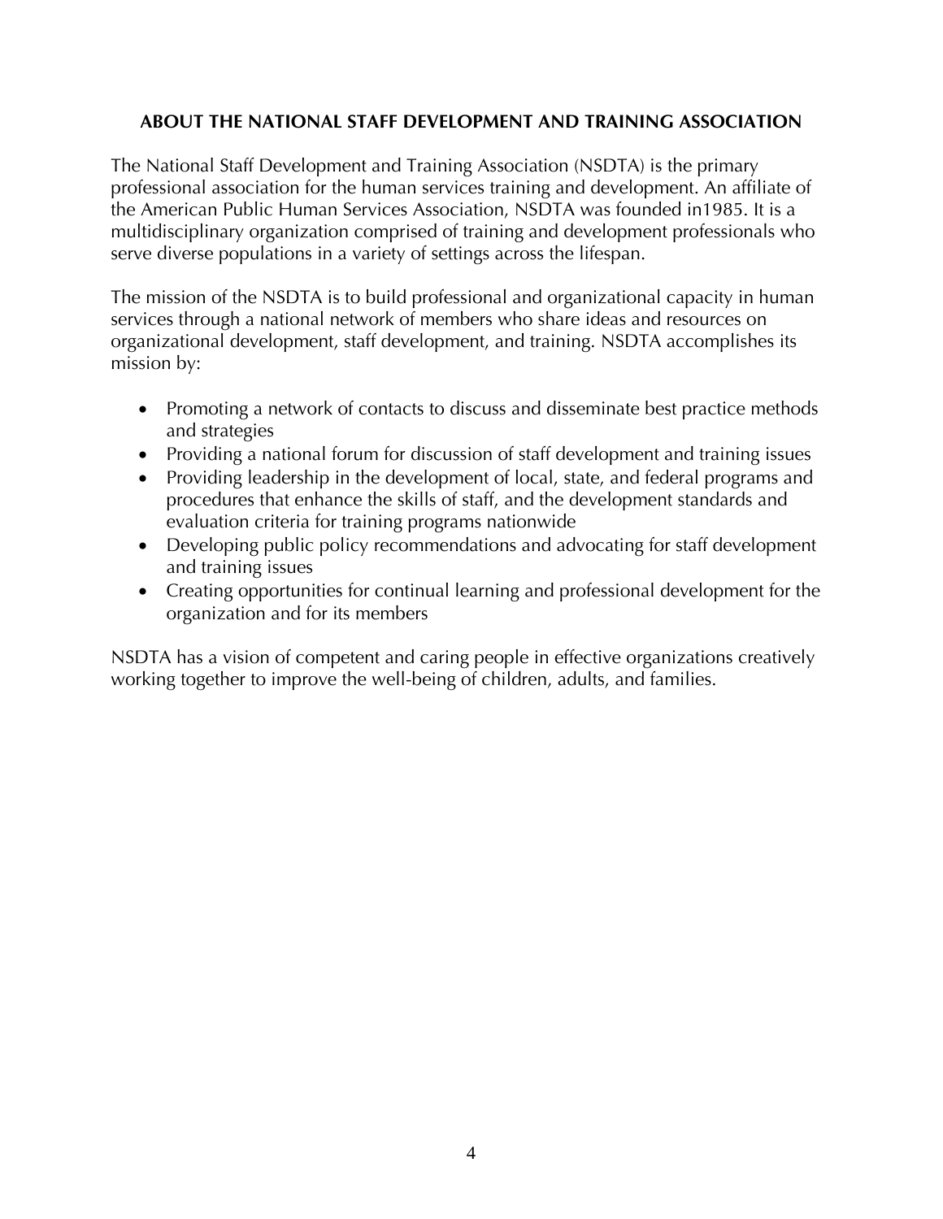## ABOUT THE NATIONAL STAFF DEVELOPMENT AND TRAINING ASSOCIATION

The National Staff Development and Training Association (NSDTA) is the primary professional association for the human services training and development. An affiliate of the American Public Human Services Association, NSDTA was founded in1985. It is a multidisciplinary organization comprised of training and development professionals who serve diverse populations in a variety of settings across the lifespan.

The mission of the NSDTA is to build professional and organizational capacity in human services through a national network of members who share ideas and resources on organizational development, staff development, and training. NSDTA accomplishes its mission by:

- Promoting a network of contacts to discuss and disseminate best practice methods and strategies
- Providing a national forum for discussion of staff development and training issues
- Providing leadership in the development of local, state, and federal programs and procedures that enhance the skills of staff, and the development standards and evaluation criteria for training programs nationwide
- Developing public policy recommendations and advocating for staff development and training issues
- Creating opportunities for continual learning and professional development for the organization and for its members

NSDTA has a vision of competent and caring people in effective organizations creatively working together to improve the well-being of children, adults, and families.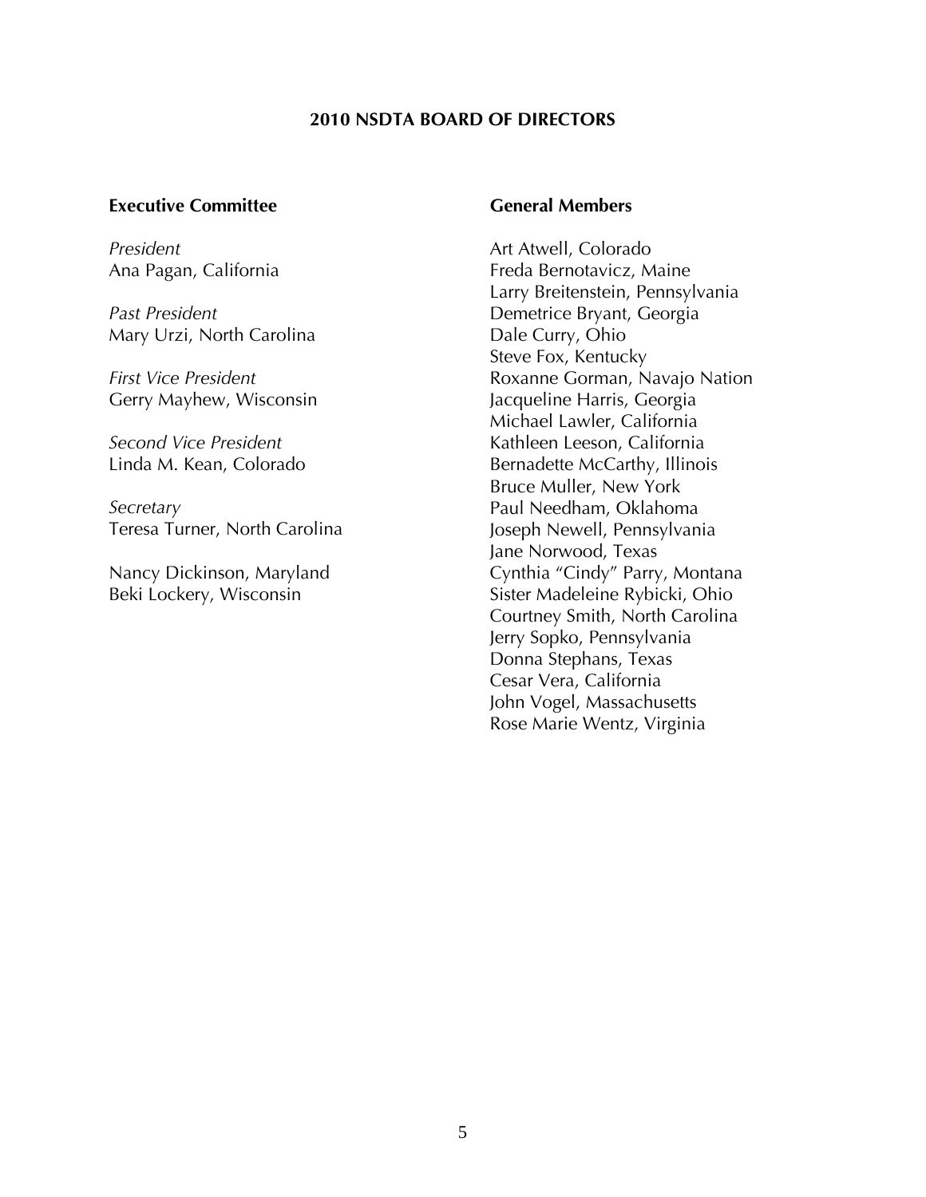# 2010 NSDTA BOARD OF DIRECTORS

## Executive Committee

*President*
Ana Pagan, California

*Past President*
Mary Urzi, North Carolina

*First Vice President*
Gerry Mayhew, Wisconsin

*Second Vice President*
Linda M. Kean, Colorado

*Secretary*
Teresa Turner, North Carolina

Nancy Dickinson, Maryland
Beki Lockery, Wisconsin

## General Members

Art Atwell, Colorado
Freda Bernotavicz, Maine
Larry Breitenstein, Pennsylvania
Demetrice Bryant, Georgia
Dale Curry, Ohio
Steve Fox, Kentucky
Roxanne Gorman, Navajo Nation
Jacqueline Harris, Georgia
Michael Lawler, California
Kathleen Leeson, California
Bernadette McCarthy, Illinois
Bruce Muller, New York
Paul Needham, Oklahoma
Joseph Newell, Pennsylvania
Jane Norwood, Texas
Cynthia "Cindy" Parry, Montana
Sister Madeleine Rybicki, Ohio
Courtney Smith, North Carolina
Jerry Sopko, Pennsylvania
Donna Stephans, Texas
Cesar Vera, California
John Vogel, Massachusetts
Rose Marie Wentz, Virginia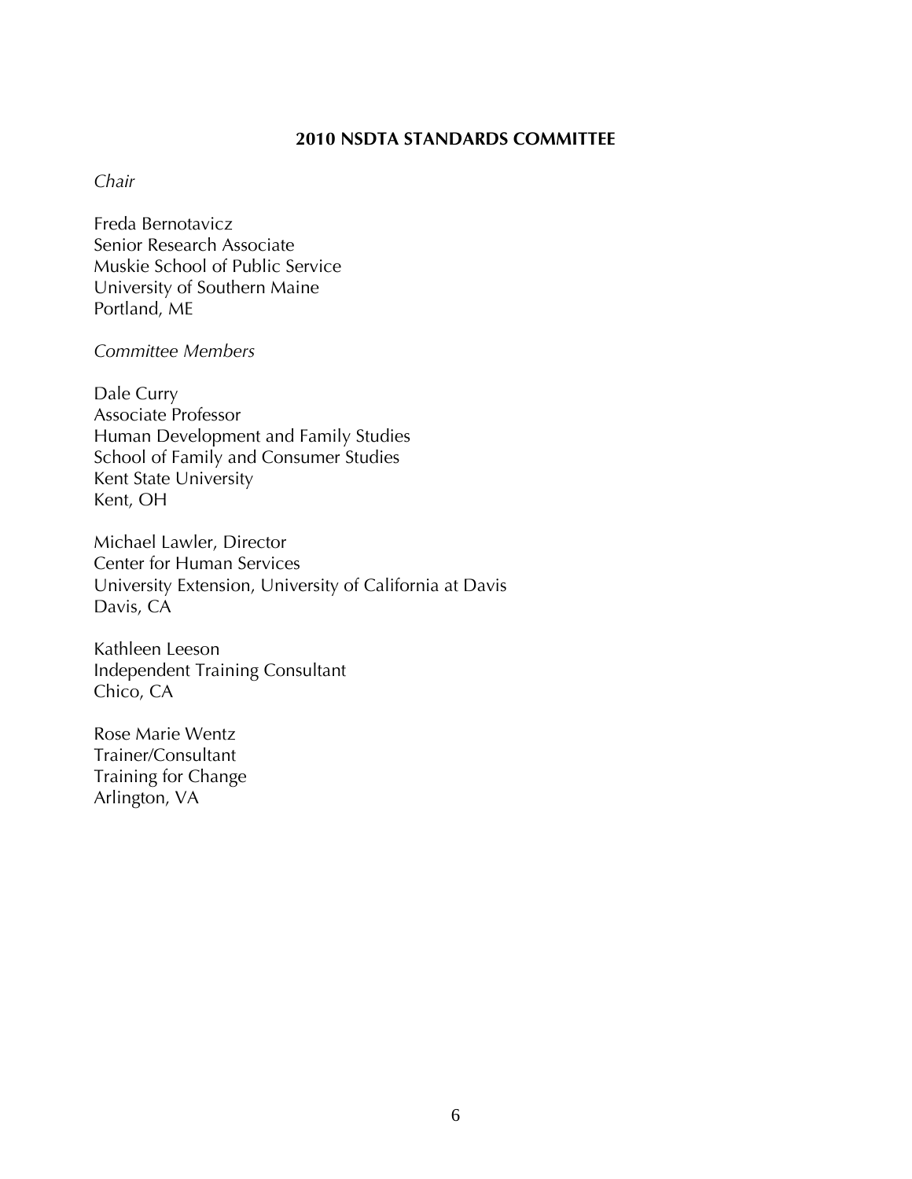## 2010 NSDTA STANDARDS COMMITTEE

*Chair*

Freda Bernotavicz
Senior Research Associate
Muskie School of Public Service
University of Southern Maine
Portland, ME

*Committee Members*

Dale Curry
Associate Professor
Human Development and Family Studies
School of Family and Consumer Studies
Kent State University
Kent, OH

Michael Lawler, Director
Center for Human Services
University Extension, University of California at Davis
Davis, CA

Kathleen Leeson
Independent Training Consultant
Chico, CA

Rose Marie Wentz
Trainer/Consultant
Training for Change
Arlington, VA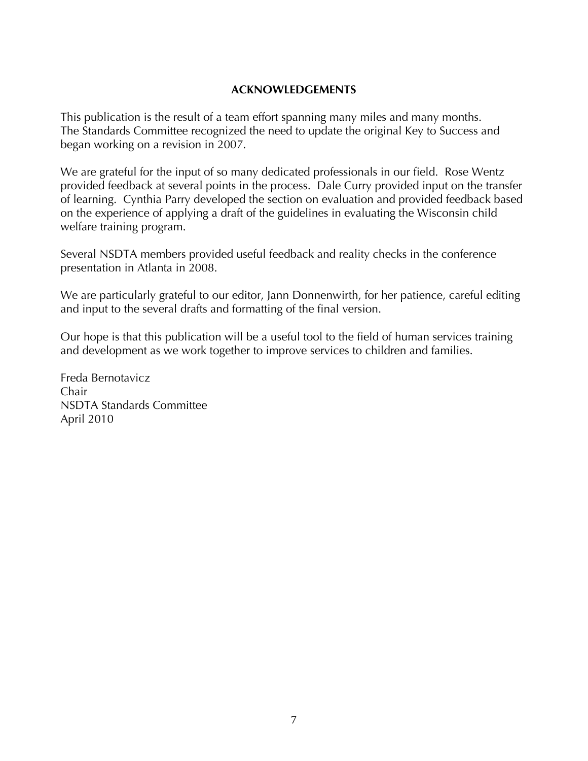## ACKNOWLEDGEMENTS

This publication is the result of a team effort spanning many miles and many months. The Standards Committee recognized the need to update the original Key to Success and began working on a revision in 2007.

We are grateful for the input of so many dedicated professionals in our field. Rose Wentz provided feedback at several points in the process. Dale Curry provided input on the transfer of learning. Cynthia Parry developed the section on evaluation and provided feedback based on the experience of applying a draft of the guidelines in evaluating the Wisconsin child welfare training program.

Several NSDTA members provided useful feedback and reality checks in the conference presentation in Atlanta in 2008.

We are particularly grateful to our editor, Jann Donnenwirth, for her patience, careful editing and input to the several drafts and formatting of the final version.

Our hope is that this publication will be a useful tool to the field of human services training and development as we work together to improve services to children and families.

Freda Bernotavicz
Chair
NSDTA Standards Committee
April 2010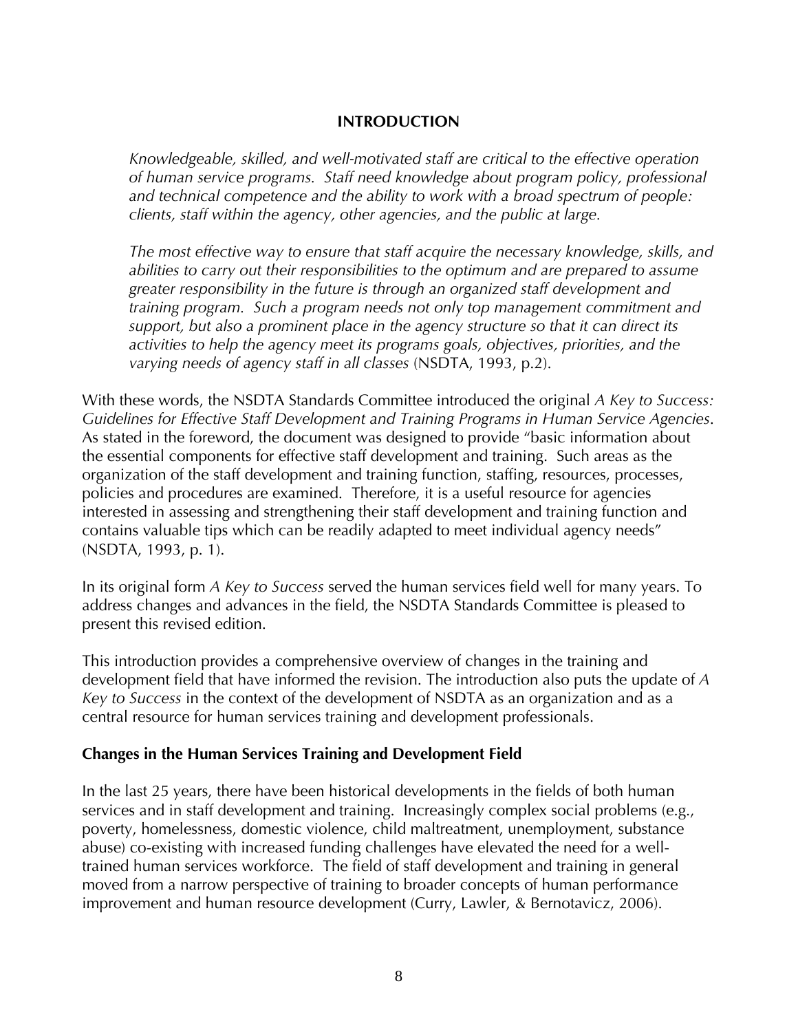## INTRODUCTION

> *Knowledgeable, skilled, and well-motivated staff are critical to the effective operation of human service programs. Staff need knowledge about program policy, professional and technical competence and the ability to work with a broad spectrum of people: clients, staff within the agency, other agencies, and the public at large.*
>
> *The most effective way to ensure that staff acquire the necessary knowledge, skills, and abilities to carry out their responsibilities to the optimum and are prepared to assume greater responsibility in the future is through an organized staff development and training program. Such a program needs not only top management commitment and support, but also a prominent place in the agency structure so that it can direct its activities to help the agency meet its programs goals, objectives, priorities, and the varying needs of agency staff in all classes* (NSDTA, 1993, p.2).

With these words, the NSDTA Standards Committee introduced the original *A Key to Success: Guidelines for Effective Staff Development and Training Programs in Human Service Agencies*. As stated in the foreword, the document was designed to provide "basic information about the essential components for effective staff development and training. Such areas as the organization of the staff development and training function, staffing, resources, processes, policies and procedures are examined. Therefore, it is a useful resource for agencies interested in assessing and strengthening their staff development and training function and contains valuable tips which can be readily adapted to meet individual agency needs" (NSDTA, 1993, p. 1).

In its original form *A Key to Success* served the human services field well for many years. To address changes and advances in the field, the NSDTA Standards Committee is pleased to present this revised edition.

This introduction provides a comprehensive overview of changes in the training and development field that have informed the revision. The introduction also puts the update of *A Key to Success* in the context of the development of NSDTA as an organization and as a central resource for human services training and development professionals.

### Changes in the Human Services Training and Development Field

In the last 25 years, there have been historical developments in the fields of both human services and in staff development and training. Increasingly complex social problems (e.g., poverty, homelessness, domestic violence, child maltreatment, unemployment, substance abuse) co-existing with increased funding challenges have elevated the need for a well-trained human services workforce. The field of staff development and training in general moved from a narrow perspective of training to broader concepts of human performance improvement and human resource development (Curry, Lawler, & Bernotavicz, 2006).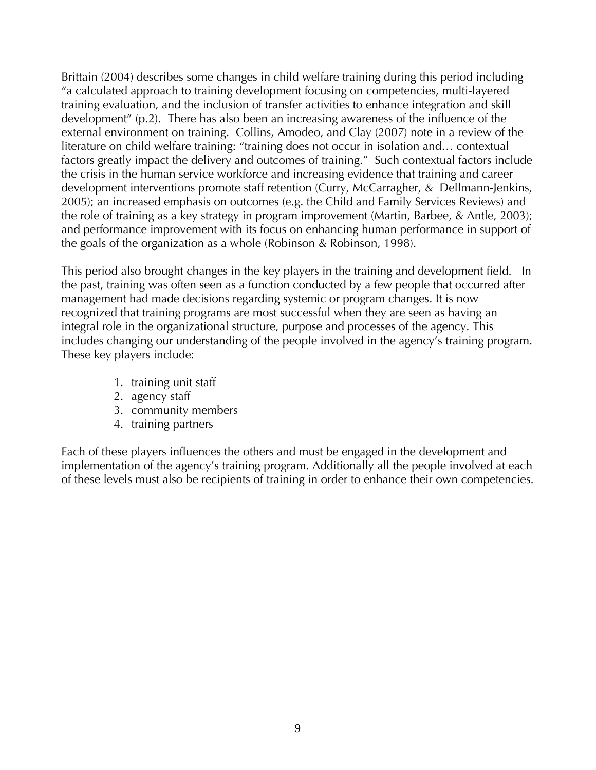Brittain (2004) describes some changes in child welfare training during this period including "a calculated approach to training development focusing on competencies, multi-layered training evaluation, and the inclusion of transfer activities to enhance integration and skill development" (p.2). There has also been an increasing awareness of the influence of the external environment on training. Collins, Amodeo, and Clay (2007) note in a review of the literature on child welfare training: "training does not occur in isolation and… contextual factors greatly impact the delivery and outcomes of training." Such contextual factors include the crisis in the human service workforce and increasing evidence that training and career development interventions promote staff retention (Curry, McCarragher, & Dellmann-Jenkins, 2005); an increased emphasis on outcomes (e.g. the Child and Family Services Reviews) and the role of training as a key strategy in program improvement (Martin, Barbee, & Antle, 2003); and performance improvement with its focus on enhancing human performance in support of the goals of the organization as a whole (Robinson & Robinson, 1998).

This period also brought changes in the key players in the training and development field. In the past, training was often seen as a function conducted by a few people that occurred after management had made decisions regarding systemic or program changes. It is now recognized that training programs are most successful when they are seen as having an integral role in the organizational structure, purpose and processes of the agency. This includes changing our understanding of the people involved in the agency's training program. These key players include:

1. training unit staff
2. agency staff
3. community members
4. training partners

Each of these players influences the others and must be engaged in the development and implementation of the agency's training program. Additionally all the people involved at each of these levels must also be recipients of training in order to enhance their own competencies.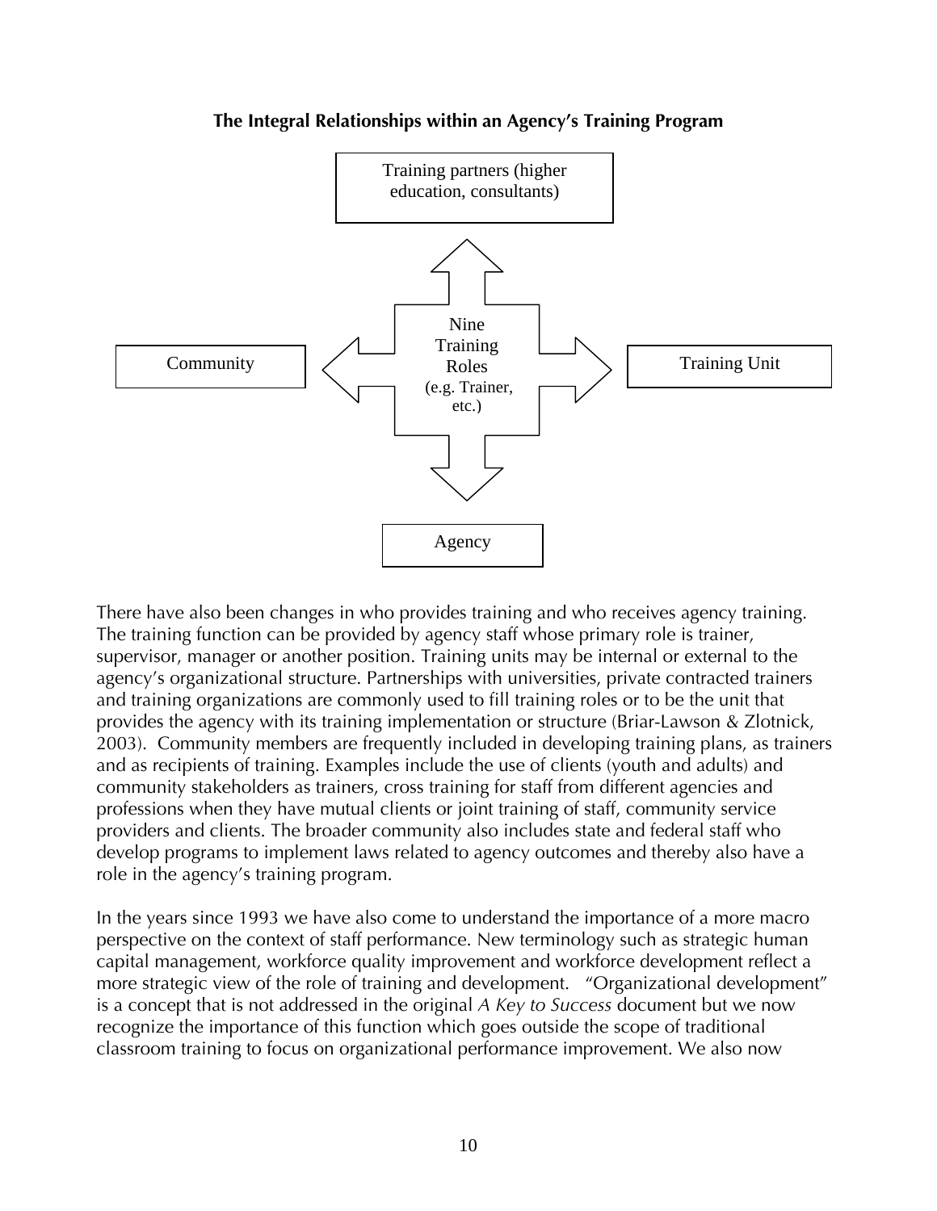**The Integral Relationships within an Agency's Training Program**

Training partners (higher education, consultants)

Community

Nine Training Roles (e.g. Trainer, etc.)

Training Unit

Agency

There have also been changes in who provides training and who receives agency training. The training function can be provided by agency staff whose primary role is trainer, supervisor, manager or another position. Training units may be internal or external to the agency's organizational structure. Partnerships with universities, private contracted trainers and training organizations are commonly used to fill training roles or to be the unit that provides the agency with its training implementation or structure (Briar-Lawson & Zlotnick, 2003). Community members are frequently included in developing training plans, as trainers and as recipients of training. Examples include the use of clients (youth and adults) and community stakeholders as trainers, cross training for staff from different agencies and professions when they have mutual clients or joint training of staff, community service providers and clients. The broader community also includes state and federal staff who develop programs to implement laws related to agency outcomes and thereby also have a role in the agency's training program.

In the years since 1993 we have also come to understand the importance of a more macro perspective on the context of staff performance. New terminology such as strategic human capital management, workforce quality improvement and workforce development reflect a more strategic view of the role of training and development. "Organizational development" is a concept that is not addressed in the original *A Key to Success* document but we now recognize the importance of this function which goes outside the scope of traditional classroom training to focus on organizational performance improvement. We also now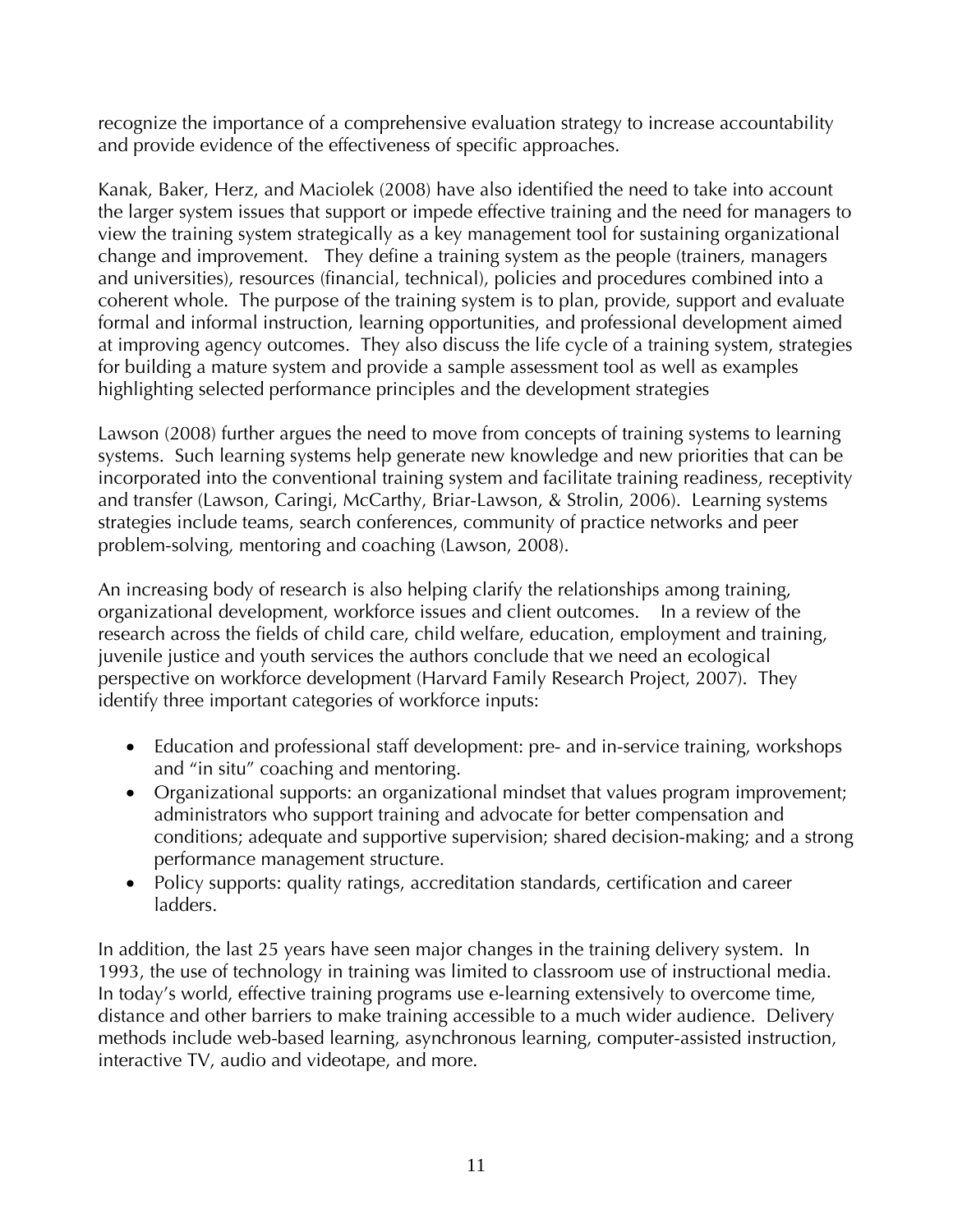recognize the importance of a comprehensive evaluation strategy to increase accountability and provide evidence of the effectiveness of specific approaches.

Kanak, Baker, Herz, and Maciolek (2008) have also identified the need to take into account the larger system issues that support or impede effective training and the need for managers to view the training system strategically as a key management tool for sustaining organizational change and improvement. They define a training system as the people (trainers, managers and universities), resources (financial, technical), policies and procedures combined into a coherent whole. The purpose of the training system is to plan, provide, support and evaluate formal and informal instruction, learning opportunities, and professional development aimed at improving agency outcomes. They also discuss the life cycle of a training system, strategies for building a mature system and provide a sample assessment tool as well as examples highlighting selected performance principles and the development strategies

Lawson (2008) further argues the need to move from concepts of training systems to learning systems. Such learning systems help generate new knowledge and new priorities that can be incorporated into the conventional training system and facilitate training readiness, receptivity and transfer (Lawson, Caringi, McCarthy, Briar-Lawson, & Strolin, 2006). Learning systems strategies include teams, search conferences, community of practice networks and peer problem-solving, mentoring and coaching (Lawson, 2008).

An increasing body of research is also helping clarify the relationships among training, organizational development, workforce issues and client outcomes. In a review of the research across the fields of child care, child welfare, education, employment and training, juvenile justice and youth services the authors conclude that we need an ecological perspective on workforce development (Harvard Family Research Project, 2007). They identify three important categories of workforce inputs:

- Education and professional staff development: pre- and in-service training, workshops and "in situ" coaching and mentoring.
- Organizational supports: an organizational mindset that values program improvement; administrators who support training and advocate for better compensation and conditions; adequate and supportive supervision; shared decision-making; and a strong performance management structure.
- Policy supports: quality ratings, accreditation standards, certification and career ladders.

In addition, the last 25 years have seen major changes in the training delivery system. In 1993, the use of technology in training was limited to classroom use of instructional media. In today's world, effective training programs use e-learning extensively to overcome time, distance and other barriers to make training accessible to a much wider audience. Delivery methods include web-based learning, asynchronous learning, computer-assisted instruction, interactive TV, audio and videotape, and more.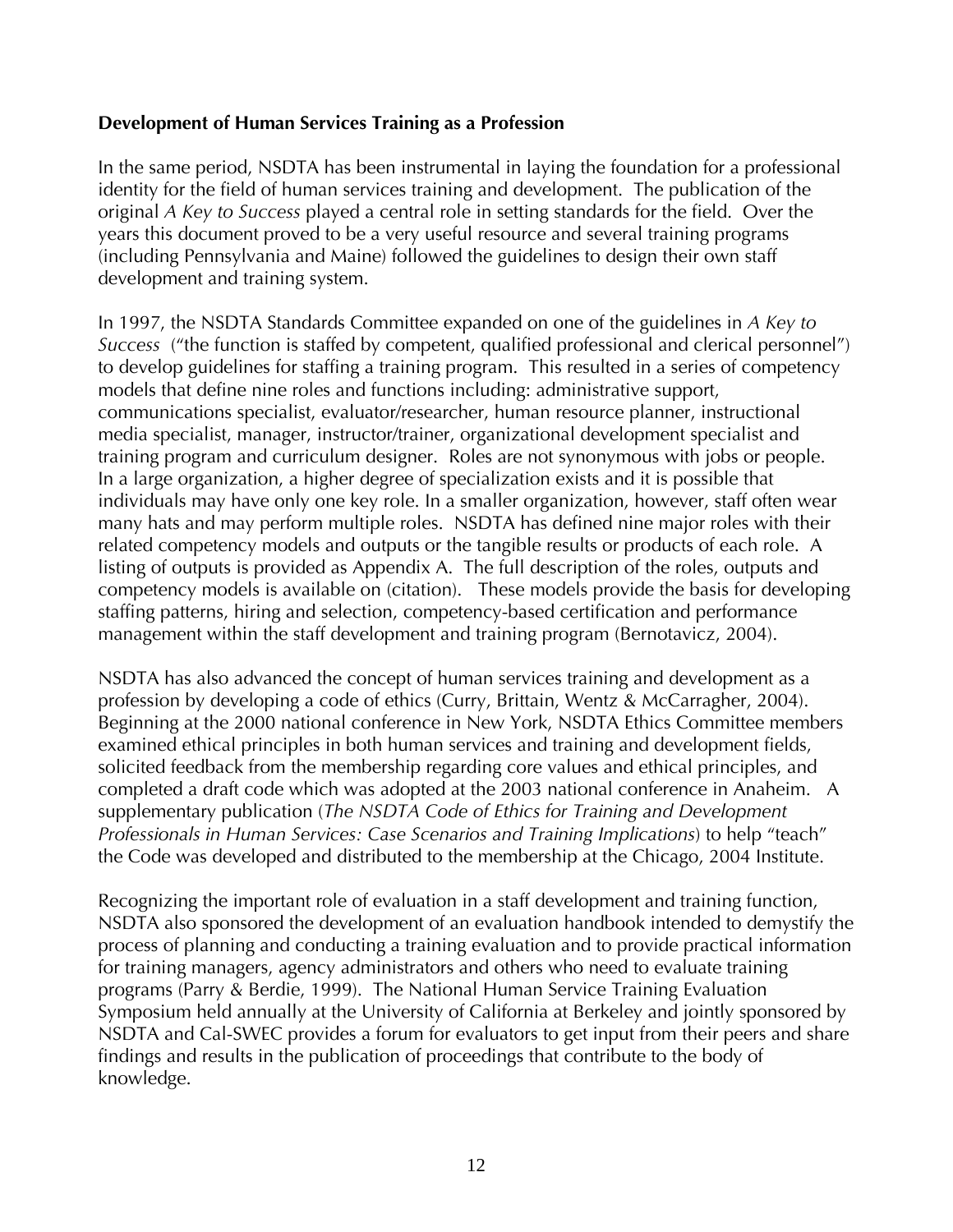**Development of Human Services Training as a Profession**

In the same period, NSDTA has been instrumental in laying the foundation for a professional identity for the field of human services training and development. The publication of the original *A Key to Success* played a central role in setting standards for the field. Over the years this document proved to be a very useful resource and several training programs (including Pennsylvania and Maine) followed the guidelines to design their own staff development and training system.

In 1997, the NSDTA Standards Committee expanded on one of the guidelines in *A Key to Success* ("the function is staffed by competent, qualified professional and clerical personnel") to develop guidelines for staffing a training program. This resulted in a series of competency models that define nine roles and functions including: administrative support, communications specialist, evaluator/researcher, human resource planner, instructional media specialist, manager, instructor/trainer, organizational development specialist and training program and curriculum designer. Roles are not synonymous with jobs or people. In a large organization, a higher degree of specialization exists and it is possible that individuals may have only one key role. In a smaller organization, however, staff often wear many hats and may perform multiple roles. NSDTA has defined nine major roles with their related competency models and outputs or the tangible results or products of each role. A listing of outputs is provided as Appendix A. The full description of the roles, outputs and competency models is available on (citation). These models provide the basis for developing staffing patterns, hiring and selection, competency-based certification and performance management within the staff development and training program (Bernotavicz, 2004).

NSDTA has also advanced the concept of human services training and development as a profession by developing a code of ethics (Curry, Brittain, Wentz & McCarragher, 2004). Beginning at the 2000 national conference in New York, NSDTA Ethics Committee members examined ethical principles in both human services and training and development fields, solicited feedback from the membership regarding core values and ethical principles, and completed a draft code which was adopted at the 2003 national conference in Anaheim. A supplementary publication (*The NSDTA Code of Ethics for Training and Development Professionals in Human Services: Case Scenarios and Training Implications*) to help "teach" the Code was developed and distributed to the membership at the Chicago, 2004 Institute.

Recognizing the important role of evaluation in a staff development and training function, NSDTA also sponsored the development of an evaluation handbook intended to demystify the process of planning and conducting a training evaluation and to provide practical information for training managers, agency administrators and others who need to evaluate training programs (Parry & Berdie, 1999). The National Human Service Training Evaluation Symposium held annually at the University of California at Berkeley and jointly sponsored by NSDTA and Cal-SWEC provides a forum for evaluators to get input from their peers and share findings and results in the publication of proceedings that contribute to the body of knowledge.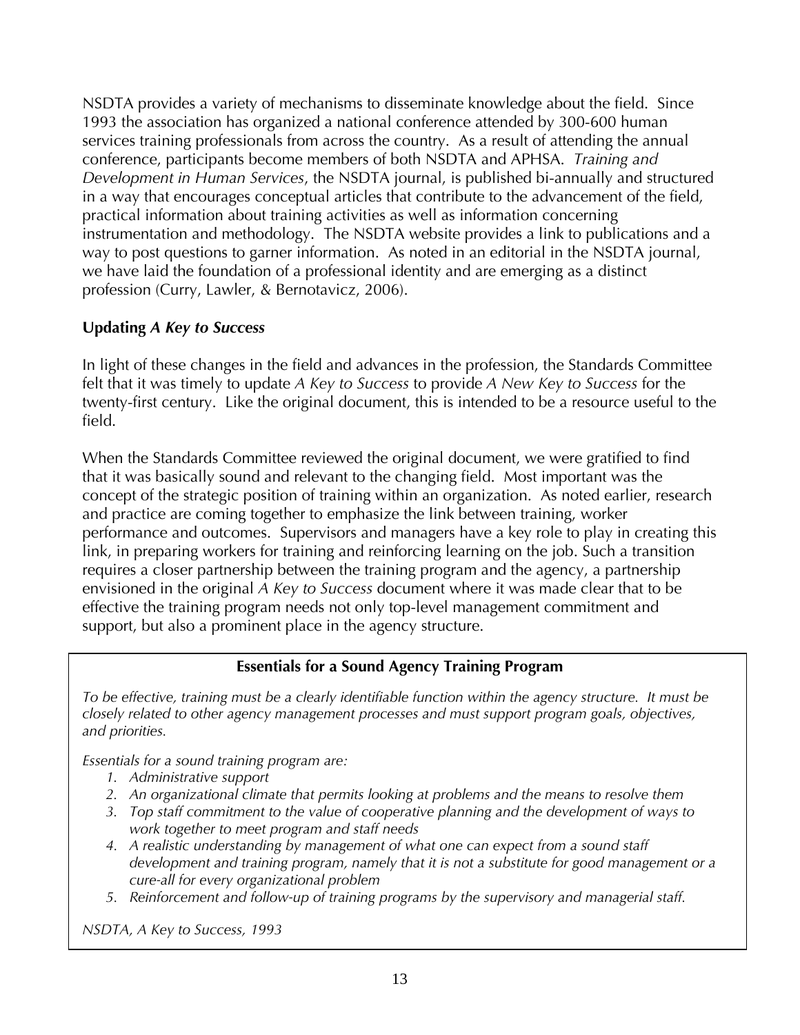NSDTA provides a variety of mechanisms to disseminate knowledge about the field. Since 1993 the association has organized a national conference attended by 300-600 human services training professionals from across the country. As a result of attending the annual conference, participants become members of both NSDTA and APHSA. *Training and Development in Human Services*, the NSDTA journal, is published bi-annually and structured in a way that encourages conceptual articles that contribute to the advancement of the field, practical information about training activities as well as information concerning instrumentation and methodology. The NSDTA website provides a link to publications and a way to post questions to garner information. As noted in an editorial in the NSDTA journal, we have laid the foundation of a professional identity and are emerging as a distinct profession (Curry, Lawler, & Bernotavicz, 2006).

### Updating *A Key to Success*

In light of these changes in the field and advances in the profession, the Standards Committee felt that it was timely to update *A Key to Success* to provide *A New Key to Success* for the twenty-first century. Like the original document, this is intended to be a resource useful to the field.

When the Standards Committee reviewed the original document, we were gratified to find that it was basically sound and relevant to the changing field. Most important was the concept of the strategic position of training within an organization. As noted earlier, research and practice are coming together to emphasize the link between training, worker performance and outcomes. Supervisors and managers have a key role to play in creating this link, in preparing workers for training and reinforcing learning on the job. Such a transition requires a closer partnership between the training program and the agency, a partnership envisioned in the original *A Key to Success* document where it was made clear that to be effective the training program needs not only top-level management commitment and support, but also a prominent place in the agency structure.

**Essentials for a Sound Agency Training Program**

*To be effective, training must be a clearly identifiable function within the agency structure. It must be closely related to other agency management processes and must support program goals, objectives, and priorities.*

*Essentials for a sound training program are:*

1. *Administrative support*
2. *An organizational climate that permits looking at problems and the means to resolve them*
3. *Top staff commitment to the value of cooperative planning and the development of ways to work together to meet program and staff needs*
4. *A realistic understanding by management of what one can expect from a sound staff development and training program, namely that it is not a substitute for good management or a cure-all for every organizational problem*
5. *Reinforcement and follow-up of training programs by the supervisory and managerial staff.*

*NSDTA, A Key to Success, 1993*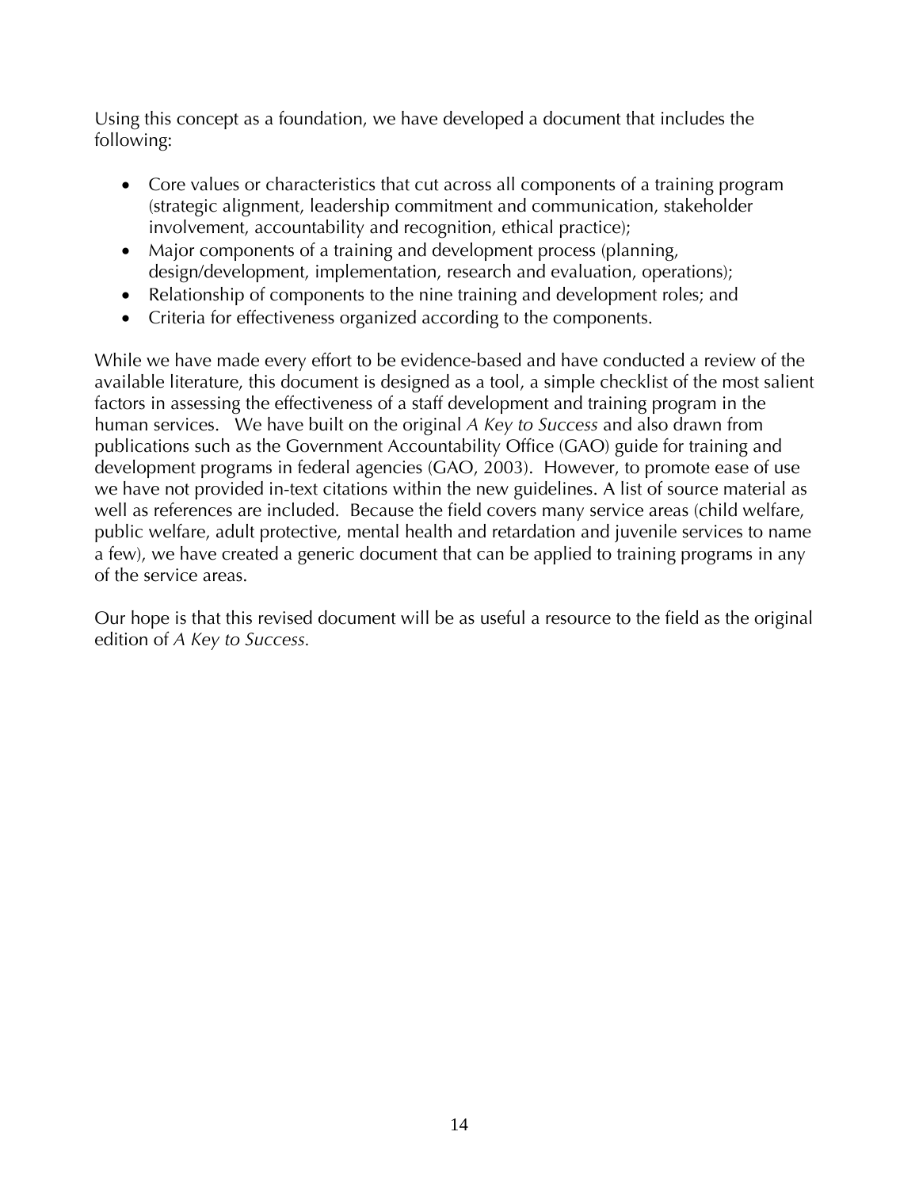Using this concept as a foundation, we have developed a document that includes the following:

- Core values or characteristics that cut across all components of a training program (strategic alignment, leadership commitment and communication, stakeholder involvement, accountability and recognition, ethical practice);
- Major components of a training and development process (planning, design/development, implementation, research and evaluation, operations);
- Relationship of components to the nine training and development roles; and
- Criteria for effectiveness organized according to the components.

While we have made every effort to be evidence-based and have conducted a review of the available literature, this document is designed as a tool, a simple checklist of the most salient factors in assessing the effectiveness of a staff development and training program in the human services. We have built on the original *A Key to Success* and also drawn from publications such as the Government Accountability Office (GAO) guide for training and development programs in federal agencies (GAO, 2003). However, to promote ease of use we have not provided in-text citations within the new guidelines. A list of source material as well as references are included. Because the field covers many service areas (child welfare, public welfare, adult protective, mental health and retardation and juvenile services to name a few), we have created a generic document that can be applied to training programs in any of the service areas.

Our hope is that this revised document will be as useful a resource to the field as the original edition of *A Key to Success.*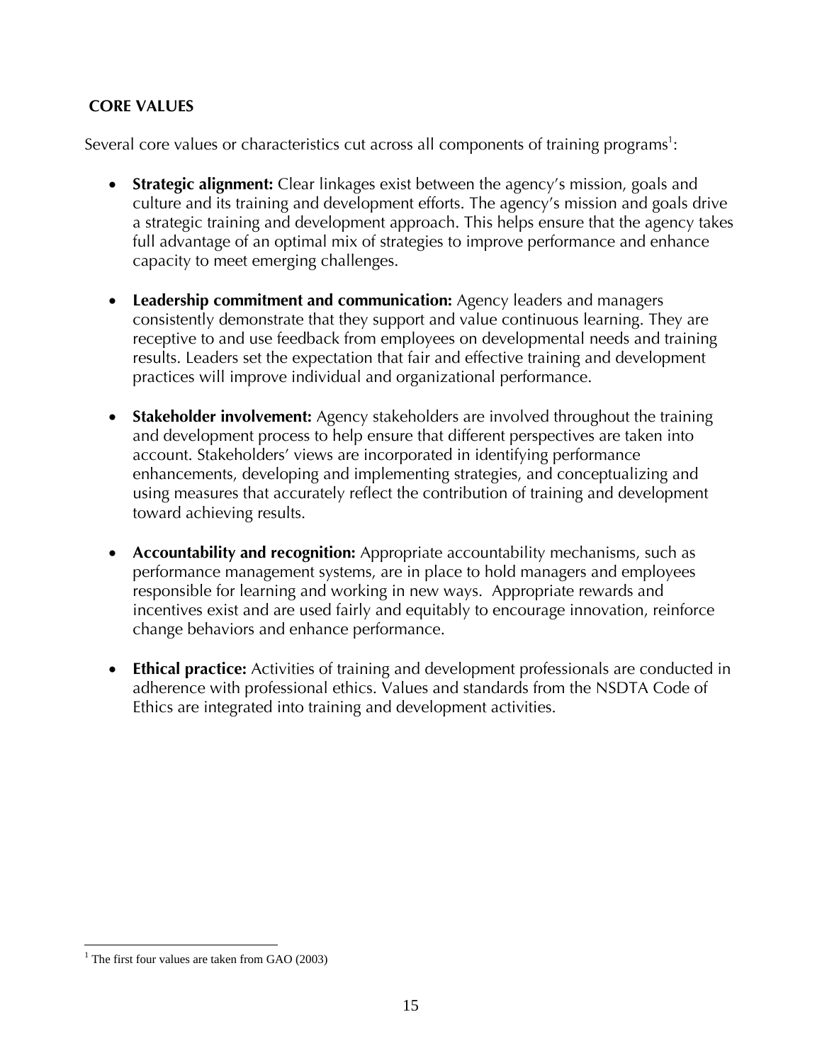## CORE VALUES

Several core values or characteristics cut across all components of training programs[1]:

- **Strategic alignment:** Clear linkages exist between the agency's mission, goals and culture and its training and development efforts. The agency's mission and goals drive a strategic training and development approach. This helps ensure that the agency takes full advantage of an optimal mix of strategies to improve performance and enhance capacity to meet emerging challenges.

- **Leadership commitment and communication:** Agency leaders and managers consistently demonstrate that they support and value continuous learning. They are receptive to and use feedback from employees on developmental needs and training results. Leaders set the expectation that fair and effective training and development practices will improve individual and organizational performance.

- **Stakeholder involvement:** Agency stakeholders are involved throughout the training and development process to help ensure that different perspectives are taken into account. Stakeholders' views are incorporated in identifying performance enhancements, developing and implementing strategies, and conceptualizing and using measures that accurately reflect the contribution of training and development toward achieving results.

- **Accountability and recognition:** Appropriate accountability mechanisms, such as performance management systems, are in place to hold managers and employees responsible for learning and working in new ways. Appropriate rewards and incentives exist and are used fairly and equitably to encourage innovation, reinforce change behaviors and enhance performance.

- **Ethical practice:** Activities of training and development professionals are conducted in adherence with professional ethics. Values and standards from the NSDTA Code of Ethics are integrated into training and development activities.

---

[1] The first four values are taken from GAO (2003)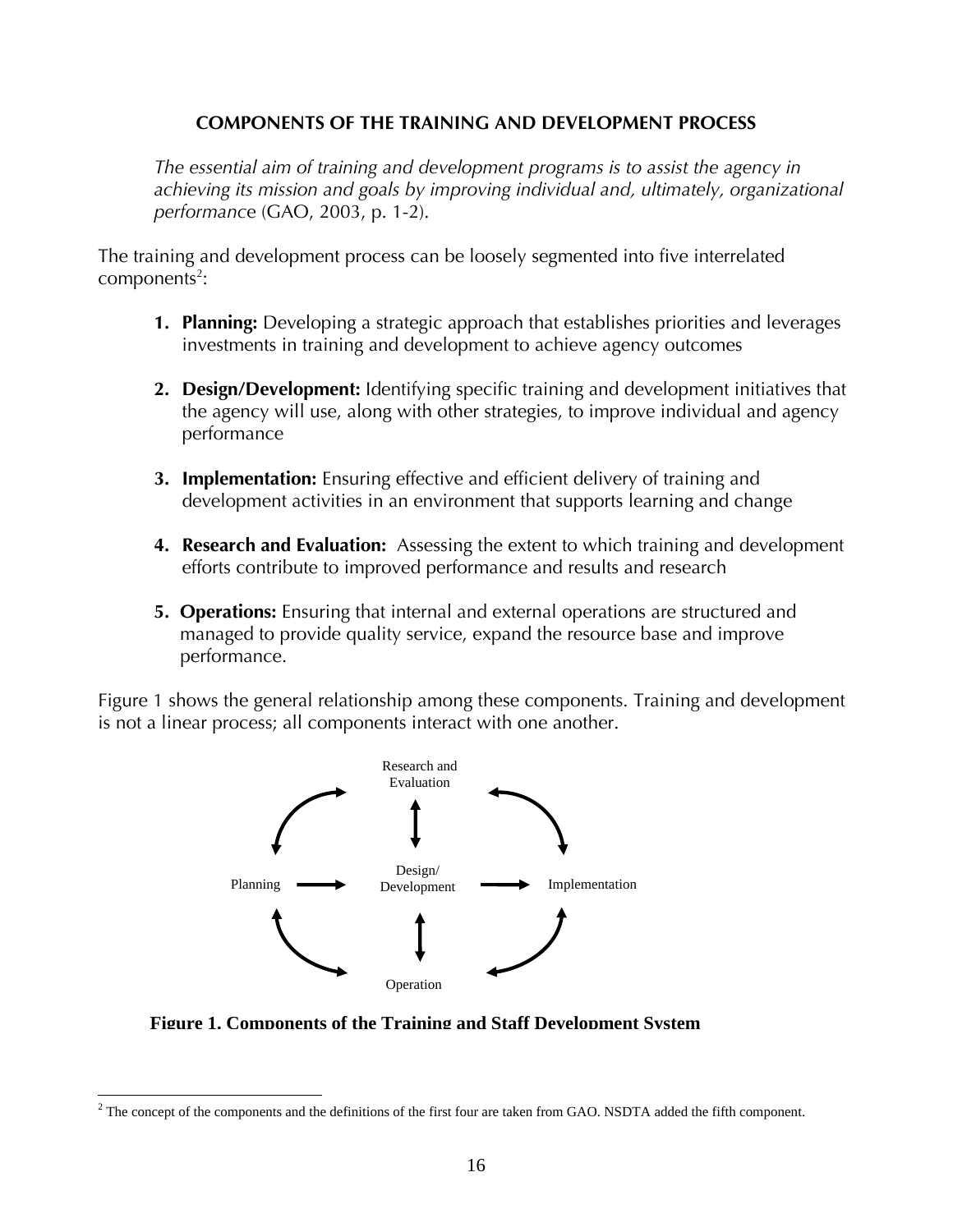## COMPONENTS OF THE TRAINING AND DEVELOPMENT PROCESS

*The essential aim of training and development programs is to assist the agency in achieving its mission and goals by improving individual and, ultimately, organizational performance* (GAO, 2003, p. 1-2).

The training and development process can be loosely segmented into five interrelated components[2]:

1. **Planning:** Developing a strategic approach that establishes priorities and leverages investments in training and development to achieve agency outcomes
2. **Design/Development:** Identifying specific training and development initiatives that the agency will use, along with other strategies, to improve individual and agency performance
3. **Implementation:** Ensuring effective and efficient delivery of training and development activities in an environment that supports learning and change
4. **Research and Evaluation:** Assessing the extent to which training and development efforts contribute to improved performance and results and research
5. **Operations:** Ensuring that internal and external operations are structured and managed to provide quality service, expand the resource base and improve performance.

Figure 1 shows the general relationship among these components. Training and development is not a linear process; all components interact with one another.

Research and Evaluation

Planning → Design/Development → Implementation

Operation

**Figure 1. Components of the Training and Staff Development System**

[2] The concept of the components and the definitions of the first four are taken from GAO. NSDTA added the fifth component.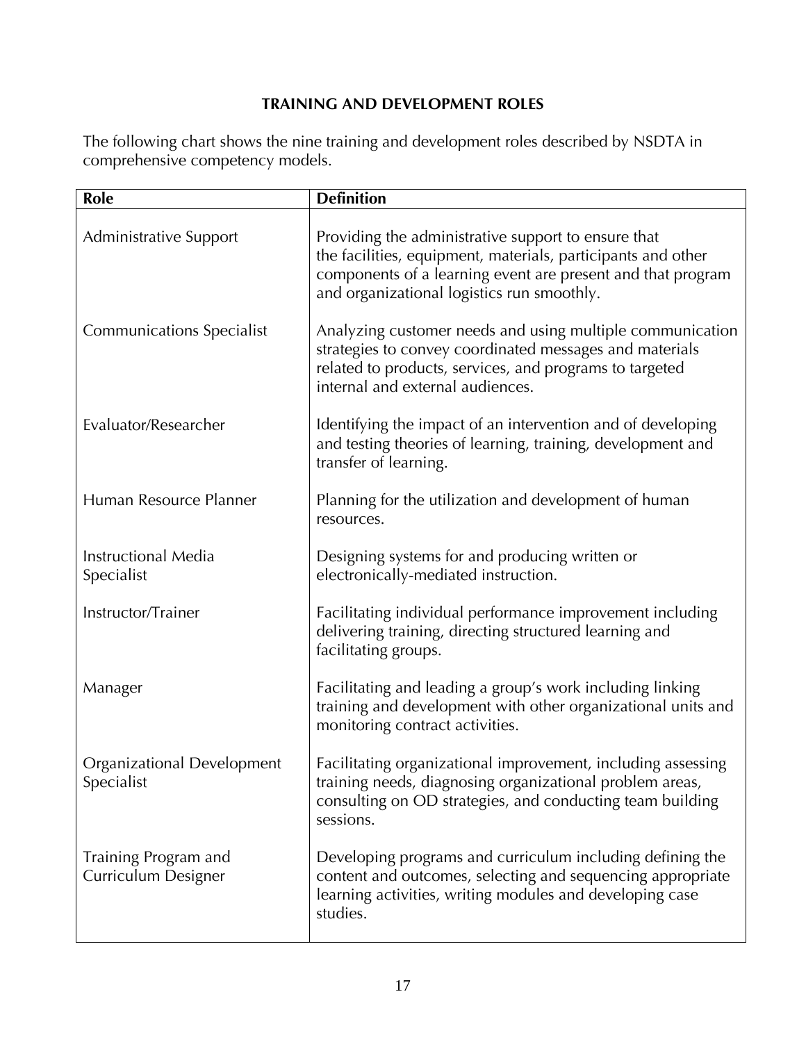## TRAINING AND DEVELOPMENT ROLES

The following chart shows the nine training and development roles described by NSDTA in comprehensive competency models.

| Role | Definition |
| --- | --- |
| Administrative Support | Providing the administrative support to ensure that the facilities, equipment, materials, participants and other components of a learning event are present and that program and organizational logistics run smoothly. |
| Communications Specialist | Analyzing customer needs and using multiple communication strategies to convey coordinated messages and materials related to products, services, and programs to targeted internal and external audiences. |
| Evaluator/Researcher | Identifying the impact of an intervention and of developing and testing theories of learning, training, development and transfer of learning. |
| Human Resource Planner | Planning for the utilization and development of human resources. |
| Instructional Media Specialist | Designing systems for and producing written or electronically-mediated instruction. |
| Instructor/Trainer | Facilitating individual performance improvement including delivering training, directing structured learning and facilitating groups. |
| Manager | Facilitating and leading a group's work including linking training and development with other organizational units and monitoring contract activities. |
| Organizational Development Specialist | Facilitating organizational improvement, including assessing training needs, diagnosing organizational problem areas, consulting on OD strategies, and conducting team building sessions. |
| Training Program and Curriculum Designer | Developing programs and curriculum including defining the content and outcomes, selecting and sequencing appropriate learning activities, writing modules and developing case studies. |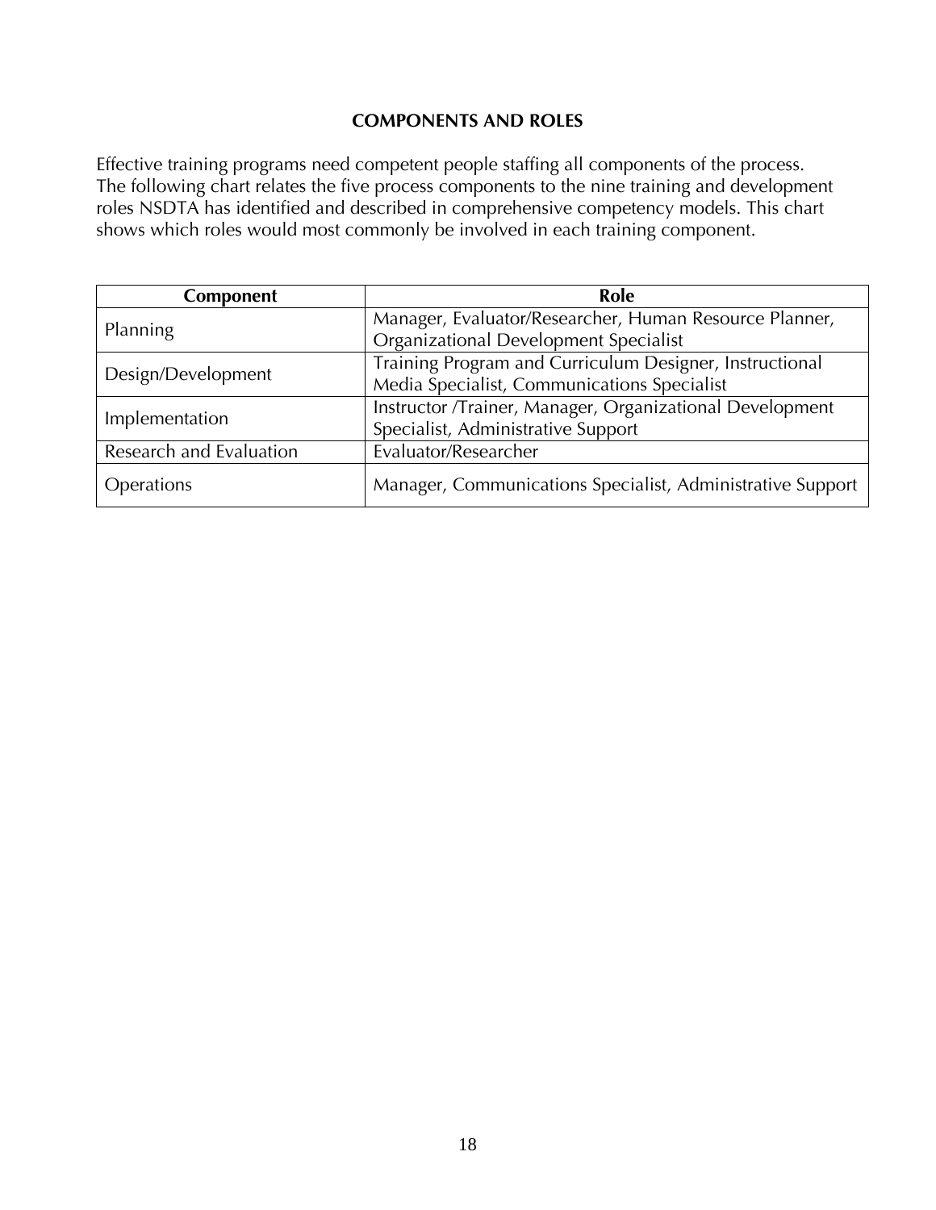## COMPONENTS AND ROLES

Effective training programs need competent people staffing all components of the process. The following chart relates the five process components to the nine training and development roles NSDTA has identified and described in comprehensive competency models. This chart shows which roles would most commonly be involved in each training component.

| Component | Role |
|---|---|
| Planning | Manager, Evaluator/Researcher, Human Resource Planner, Organizational Development Specialist |
| Design/Development | Training Program and Curriculum Designer, Instructional Media Specialist, Communications Specialist |
| Implementation | Instructor /Trainer, Manager, Organizational Development Specialist, Administrative Support |
| Research and Evaluation | Evaluator/Researcher |
| Operations | Manager, Communications Specialist, Administrative Support |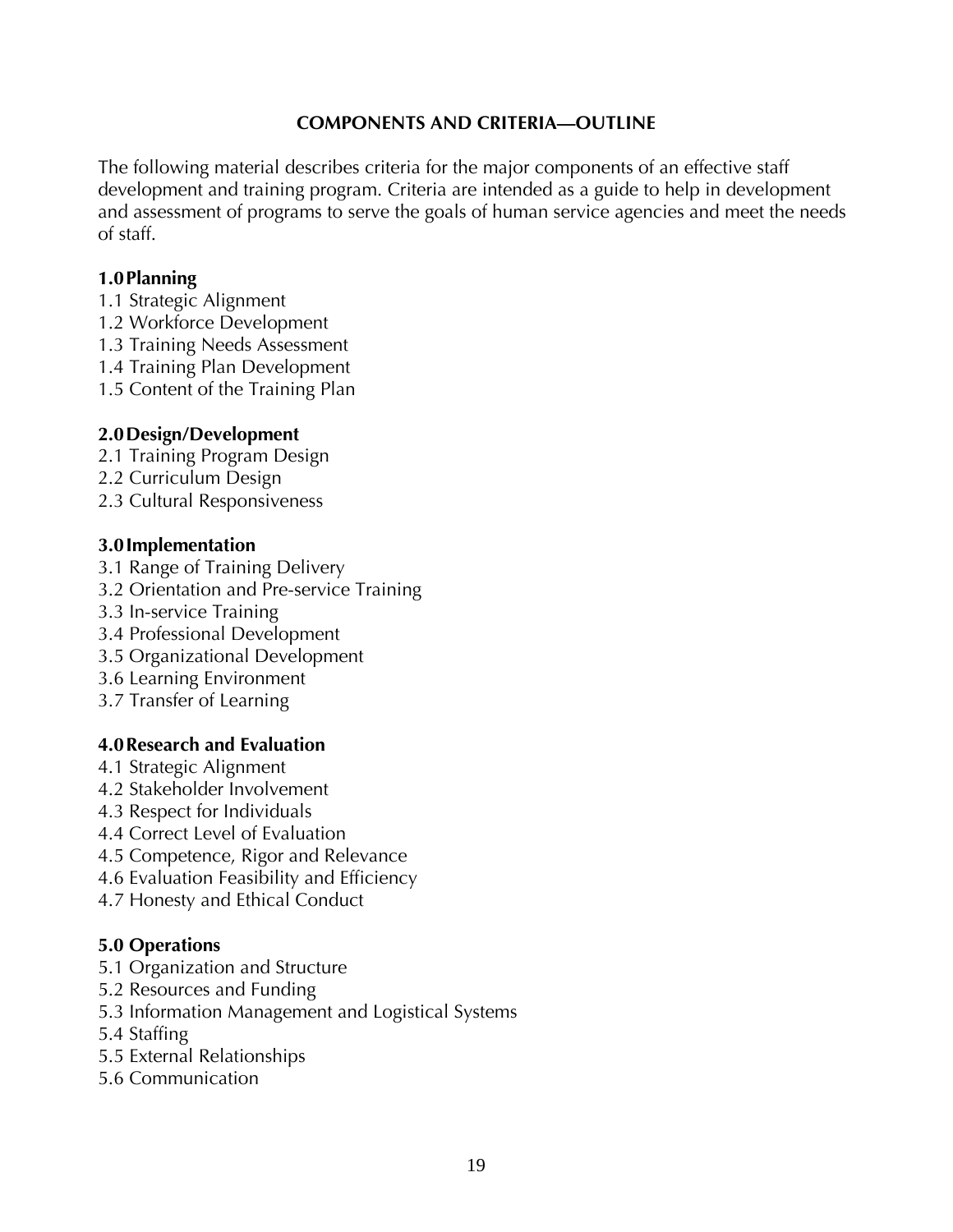## COMPONENTS AND CRITERIA—OUTLINE

The following material describes criteria for the major components of an effective staff development and training program. Criteria are intended as a guide to help in development and assessment of programs to serve the goals of human service agencies and meet the needs of staff.

**1.0 Planning**

1.1 Strategic Alignment
1.2 Workforce Development
1.3 Training Needs Assessment
1.4 Training Plan Development
1.5 Content of the Training Plan

**2.0 Design/Development**

2.1 Training Program Design
2.2 Curriculum Design
2.3 Cultural Responsiveness

**3.0 Implementation**

3.1 Range of Training Delivery
3.2 Orientation and Pre-service Training
3.3 In-service Training
3.4 Professional Development
3.5 Organizational Development
3.6 Learning Environment
3.7 Transfer of Learning

**4.0 Research and Evaluation**

4.1 Strategic Alignment
4.2 Stakeholder Involvement
4.3 Respect for Individuals
4.4 Correct Level of Evaluation
4.5 Competence, Rigor and Relevance
4.6 Evaluation Feasibility and Efficiency
4.7 Honesty and Ethical Conduct

**5.0 Operations**

5.1 Organization and Structure
5.2 Resources and Funding
5.3 Information Management and Logistical Systems
5.4 Staffing
5.5 External Relationships
5.6 Communication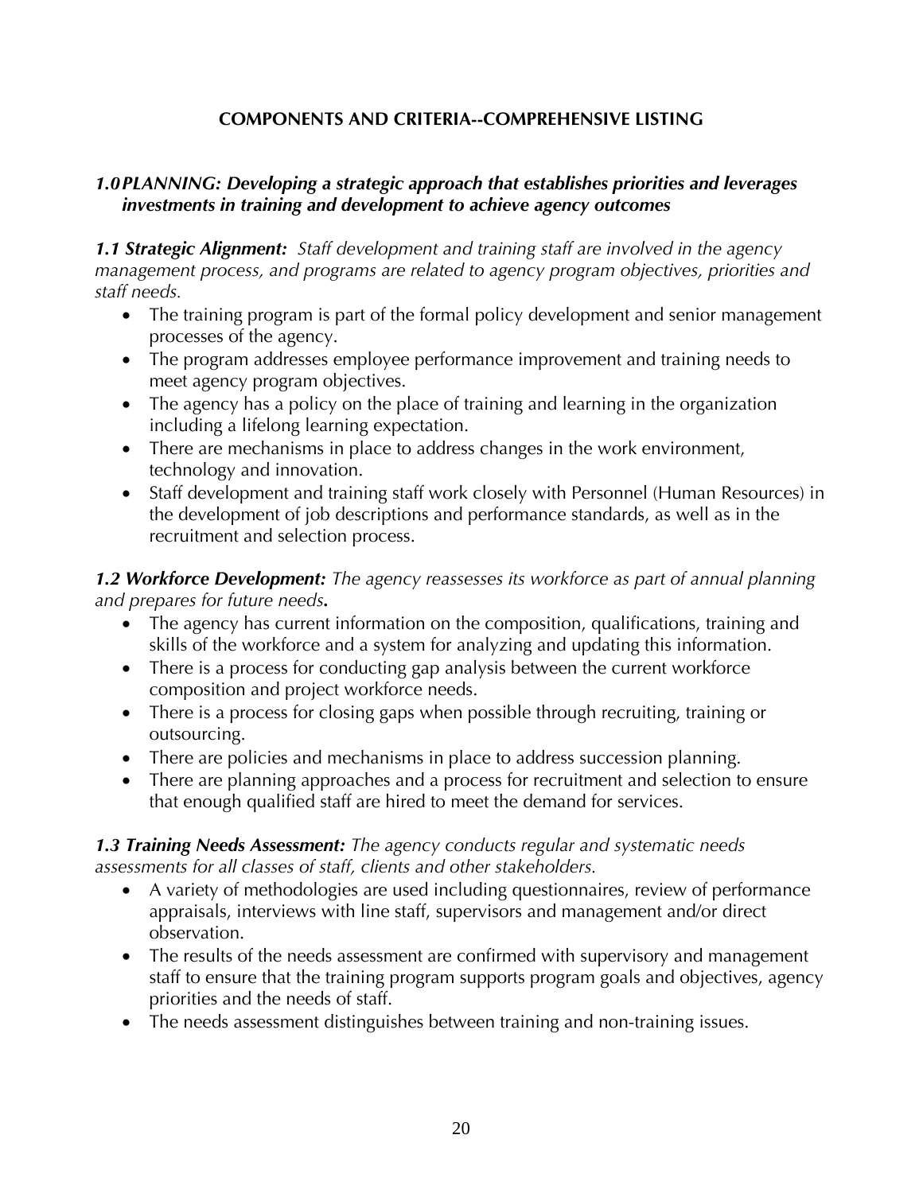## COMPONENTS AND CRITERIA--COMPREHENSIVE LISTING

### *1.0 PLANNING: Developing a strategic approach that establishes priorities and leverages investments in training and development to achieve agency outcomes*

***1.1 Strategic Alignment:*** *Staff development and training staff are involved in the agency management process, and programs are related to agency program objectives, priorities and staff needs.*

- The training program is part of the formal policy development and senior management processes of the agency.
- The program addresses employee performance improvement and training needs to meet agency program objectives.
- The agency has a policy on the place of training and learning in the organization including a lifelong learning expectation.
- There are mechanisms in place to address changes in the work environment, technology and innovation.
- Staff development and training staff work closely with Personnel (Human Resources) in the development of job descriptions and performance standards, as well as in the recruitment and selection process.

***1.2 Workforce Development:*** *The agency reassesses its workforce as part of annual planning and prepares for future needs***.**

- The agency has current information on the composition, qualifications, training and skills of the workforce and a system for analyzing and updating this information.
- There is a process for conducting gap analysis between the current workforce composition and project workforce needs.
- There is a process for closing gaps when possible through recruiting, training or outsourcing.
- There are policies and mechanisms in place to address succession planning.
- There are planning approaches and a process for recruitment and selection to ensure that enough qualified staff are hired to meet the demand for services.

***1.3 Training Needs Assessment:*** *The agency conducts regular and systematic needs assessments for all classes of staff, clients and other stakeholders.*

- A variety of methodologies are used including questionnaires, review of performance appraisals, interviews with line staff, supervisors and management and/or direct observation.
- The results of the needs assessment are confirmed with supervisory and management staff to ensure that the training program supports program goals and objectives, agency priorities and the needs of staff.
- The needs assessment distinguishes between training and non-training issues.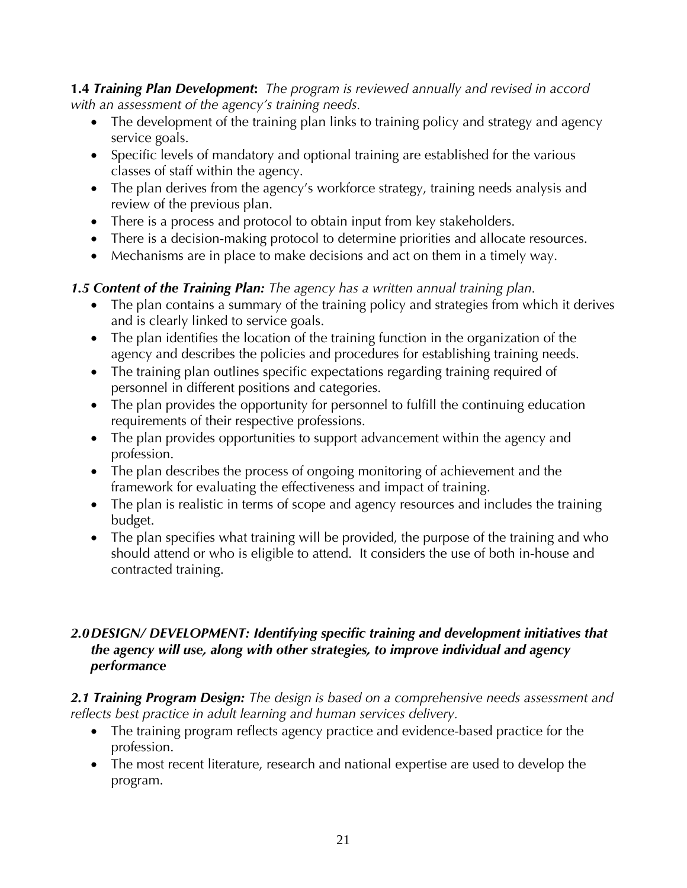**1.4 *Training Plan Development*:** *The program is reviewed annually and revised in accord with an assessment of the agency's training needs.*

- The development of the training plan links to training policy and strategy and agency service goals.
- Specific levels of mandatory and optional training are established for the various classes of staff within the agency.
- The plan derives from the agency's workforce strategy, training needs analysis and review of the previous plan.
- There is a process and protocol to obtain input from key stakeholders.
- There is a decision-making protocol to determine priorities and allocate resources.
- Mechanisms are in place to make decisions and act on them in a timely way.

***1.5 Content of the Training Plan:*** *The agency has a written annual training plan.*

- The plan contains a summary of the training policy and strategies from which it derives and is clearly linked to service goals.
- The plan identifies the location of the training function in the organization of the agency and describes the policies and procedures for establishing training needs.
- The training plan outlines specific expectations regarding training required of personnel in different positions and categories.
- The plan provides the opportunity for personnel to fulfill the continuing education requirements of their respective professions.
- The plan provides opportunities to support advancement within the agency and profession.
- The plan describes the process of ongoing monitoring of achievement and the framework for evaluating the effectiveness and impact of training.
- The plan is realistic in terms of scope and agency resources and includes the training budget.
- The plan specifies what training will be provided, the purpose of the training and who should attend or who is eligible to attend. It considers the use of both in-house and contracted training.

## *2.0 DESIGN/ DEVELOPMENT: Identifying specific training and development initiatives that the agency will use, along with other strategies, to improve individual and agency performance*

***2.1 Training Program Design:*** *The design is based on a comprehensive needs assessment and reflects best practice in adult learning and human services delivery.*

- The training program reflects agency practice and evidence-based practice for the profession.
- The most recent literature, research and national expertise are used to develop the program.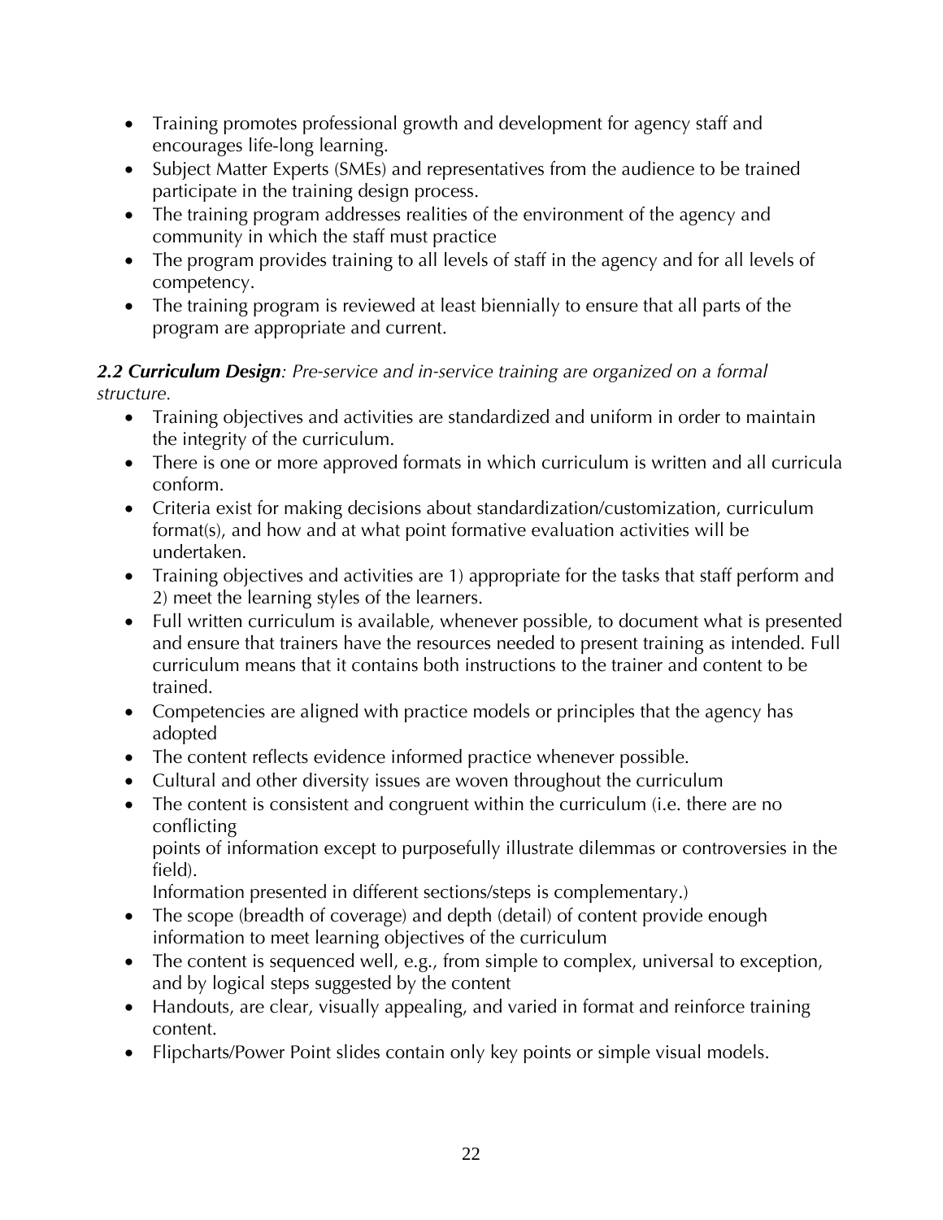- Training promotes professional growth and development for agency staff and encourages life-long learning.
- Subject Matter Experts (SMEs) and representatives from the audience to be trained participate in the training design process.
- The training program addresses realities of the environment of the agency and community in which the staff must practice
- The program provides training to all levels of staff in the agency and for all levels of competency.
- The training program is reviewed at least biennially to ensure that all parts of the program are appropriate and current.

***2.2 Curriculum Design****: Pre-service and in-service training are organized on a formal structure.*

- Training objectives and activities are standardized and uniform in order to maintain the integrity of the curriculum.
- There is one or more approved formats in which curriculum is written and all curricula conform.
- Criteria exist for making decisions about standardization/customization, curriculum format(s), and how and at what point formative evaluation activities will be undertaken.
- Training objectives and activities are 1) appropriate for the tasks that staff perform and 2) meet the learning styles of the learners.
- Full written curriculum is available, whenever possible, to document what is presented and ensure that trainers have the resources needed to present training as intended. Full curriculum means that it contains both instructions to the trainer and content to be trained.
- Competencies are aligned with practice models or principles that the agency has adopted
- The content reflects evidence informed practice whenever possible.
- Cultural and other diversity issues are woven throughout the curriculum
- The content is consistent and congruent within the curriculum (i.e. there are no conflicting
  points of information except to purposefully illustrate dilemmas or controversies in the field).
  Information presented in different sections/steps is complementary.)
- The scope (breadth of coverage) and depth (detail) of content provide enough information to meet learning objectives of the curriculum
- The content is sequenced well, e.g., from simple to complex, universal to exception, and by logical steps suggested by the content
- Handouts, are clear, visually appealing, and varied in format and reinforce training content.
- Flipcharts/Power Point slides contain only key points or simple visual models.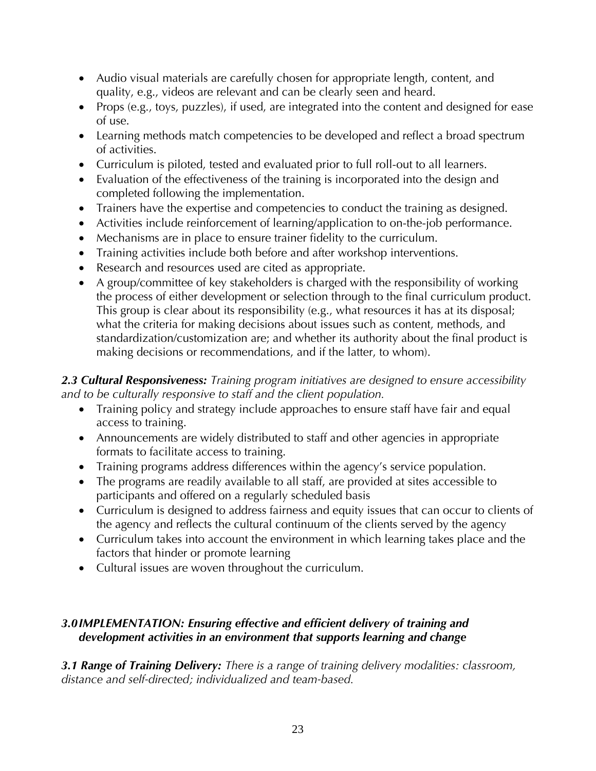- Audio visual materials are carefully chosen for appropriate length, content, and quality, e.g., videos are relevant and can be clearly seen and heard.
- Props (e.g., toys, puzzles), if used, are integrated into the content and designed for ease of use.
- Learning methods match competencies to be developed and reflect a broad spectrum of activities.
- Curriculum is piloted, tested and evaluated prior to full roll-out to all learners.
- Evaluation of the effectiveness of the training is incorporated into the design and completed following the implementation.
- Trainers have the expertise and competencies to conduct the training as designed.
- Activities include reinforcement of learning/application to on-the-job performance.
- Mechanisms are in place to ensure trainer fidelity to the curriculum.
- Training activities include both before and after workshop interventions.
- Research and resources used are cited as appropriate.
- A group/committee of key stakeholders is charged with the responsibility of working the process of either development or selection through to the final curriculum product. This group is clear about its responsibility (e.g., what resources it has at its disposal; what the criteria for making decisions about issues such as content, methods, and standardization/customization are; and whether its authority about the final product is making decisions or recommendations, and if the latter, to whom).

***2.3 Cultural Responsiveness:*** *Training program initiatives are designed to ensure accessibility and to be culturally responsive to staff and the client population.*

- Training policy and strategy include approaches to ensure staff have fair and equal access to training.
- Announcements are widely distributed to staff and other agencies in appropriate formats to facilitate access to training.
- Training programs address differences within the agency's service population.
- The programs are readily available to all staff, are provided at sites accessible to participants and offered on a regularly scheduled basis
- Curriculum is designed to address fairness and equity issues that can occur to clients of the agency and reflects the cultural continuum of the clients served by the agency
- Curriculum takes into account the environment in which learning takes place and the factors that hinder or promote learning
- Cultural issues are woven throughout the curriculum.

## *3.0 IMPLEMENTATION: Ensuring effective and efficient delivery of training and development activities in an environment that supports learning and change*

***3.1 Range of Training Delivery:*** *There is a range of training delivery modalities: classroom, distance and self-directed; individualized and team-based.*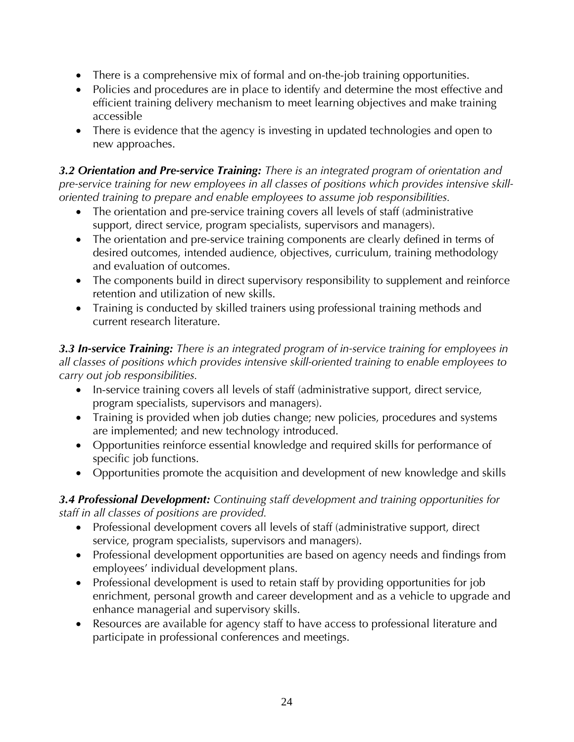- There is a comprehensive mix of formal and on-the-job training opportunities.
- Policies and procedures are in place to identify and determine the most effective and efficient training delivery mechanism to meet learning objectives and make training accessible
- There is evidence that the agency is investing in updated technologies and open to new approaches.

***3.2 Orientation and Pre-service Training:*** *There is an integrated program of orientation and pre-service training for new employees in all classes of positions which provides intensive skill-oriented training to prepare and enable employees to assume job responsibilities.*

- The orientation and pre-service training covers all levels of staff (administrative support, direct service, program specialists, supervisors and managers).
- The orientation and pre-service training components are clearly defined in terms of desired outcomes, intended audience, objectives, curriculum, training methodology and evaluation of outcomes.
- The components build in direct supervisory responsibility to supplement and reinforce retention and utilization of new skills.
- Training is conducted by skilled trainers using professional training methods and current research literature.

***3.3 In-service Training:*** *There is an integrated program of in-service training for employees in all classes of positions which provides intensive skill-oriented training to enable employees to carry out job responsibilities.*

- In-service training covers all levels of staff (administrative support, direct service, program specialists, supervisors and managers).
- Training is provided when job duties change; new policies, procedures and systems are implemented; and new technology introduced.
- Opportunities reinforce essential knowledge and required skills for performance of specific job functions.
- Opportunities promote the acquisition and development of new knowledge and skills

***3.4 Professional Development:*** *Continuing staff development and training opportunities for staff in all classes of positions are provided.*

- Professional development covers all levels of staff (administrative support, direct service, program specialists, supervisors and managers).
- Professional development opportunities are based on agency needs and findings from employees' individual development plans.
- Professional development is used to retain staff by providing opportunities for job enrichment, personal growth and career development and as a vehicle to upgrade and enhance managerial and supervisory skills.
- Resources are available for agency staff to have access to professional literature and participate in professional conferences and meetings.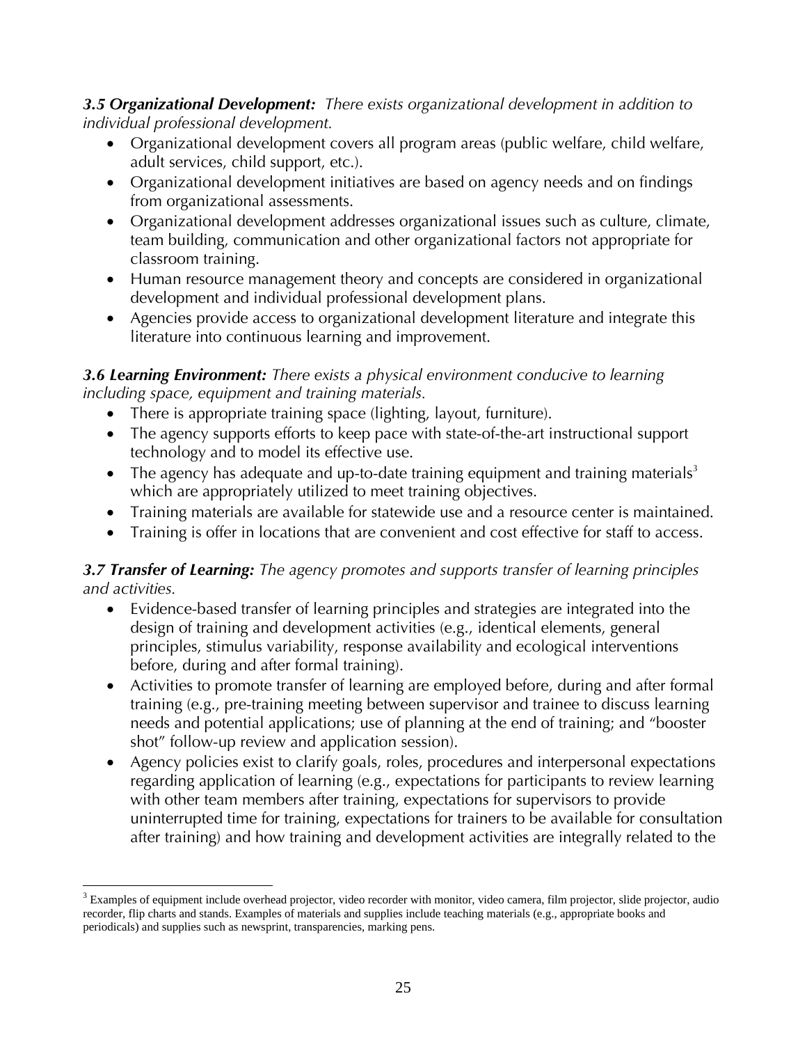***3.5 Organizational Development:*** *There exists organizational development in addition to individual professional development.*

- Organizational development covers all program areas (public welfare, child welfare, adult services, child support, etc.).
- Organizational development initiatives are based on agency needs and on findings from organizational assessments.
- Organizational development addresses organizational issues such as culture, climate, team building, communication and other organizational factors not appropriate for classroom training.
- Human resource management theory and concepts are considered in organizational development and individual professional development plans.
- Agencies provide access to organizational development literature and integrate this literature into continuous learning and improvement.

***3.6 Learning Environment:*** *There exists a physical environment conducive to learning including space, equipment and training materials.*

- There is appropriate training space (lighting, layout, furniture).
- The agency supports efforts to keep pace with state-of-the-art instructional support technology and to model its effective use.
- The agency has adequate and up-to-date training equipment and training materials[3] which are appropriately utilized to meet training objectives.
- Training materials are available for statewide use and a resource center is maintained.
- Training is offer in locations that are convenient and cost effective for staff to access.

***3.7 Transfer of Learning:*** *The agency promotes and supports transfer of learning principles and activities.*

- Evidence-based transfer of learning principles and strategies are integrated into the design of training and development activities (e.g., identical elements, general principles, stimulus variability, response availability and ecological interventions before, during and after formal training).
- Activities to promote transfer of learning are employed before, during and after formal training (e.g., pre-training meeting between supervisor and trainee to discuss learning needs and potential applications; use of planning at the end of training; and "booster shot" follow-up review and application session).
- Agency policies exist to clarify goals, roles, procedures and interpersonal expectations regarding application of learning (e.g., expectations for participants to review learning with other team members after training, expectations for supervisors to provide uninterrupted time for training, expectations for trainers to be available for consultation after training) and how training and development activities are integrally related to the

---

[3] Examples of equipment include overhead projector, video recorder with monitor, video camera, film projector, slide projector, audio recorder, flip charts and stands. Examples of materials and supplies include teaching materials (e.g., appropriate books and periodicals) and supplies such as newsprint, transparencies, marking pens.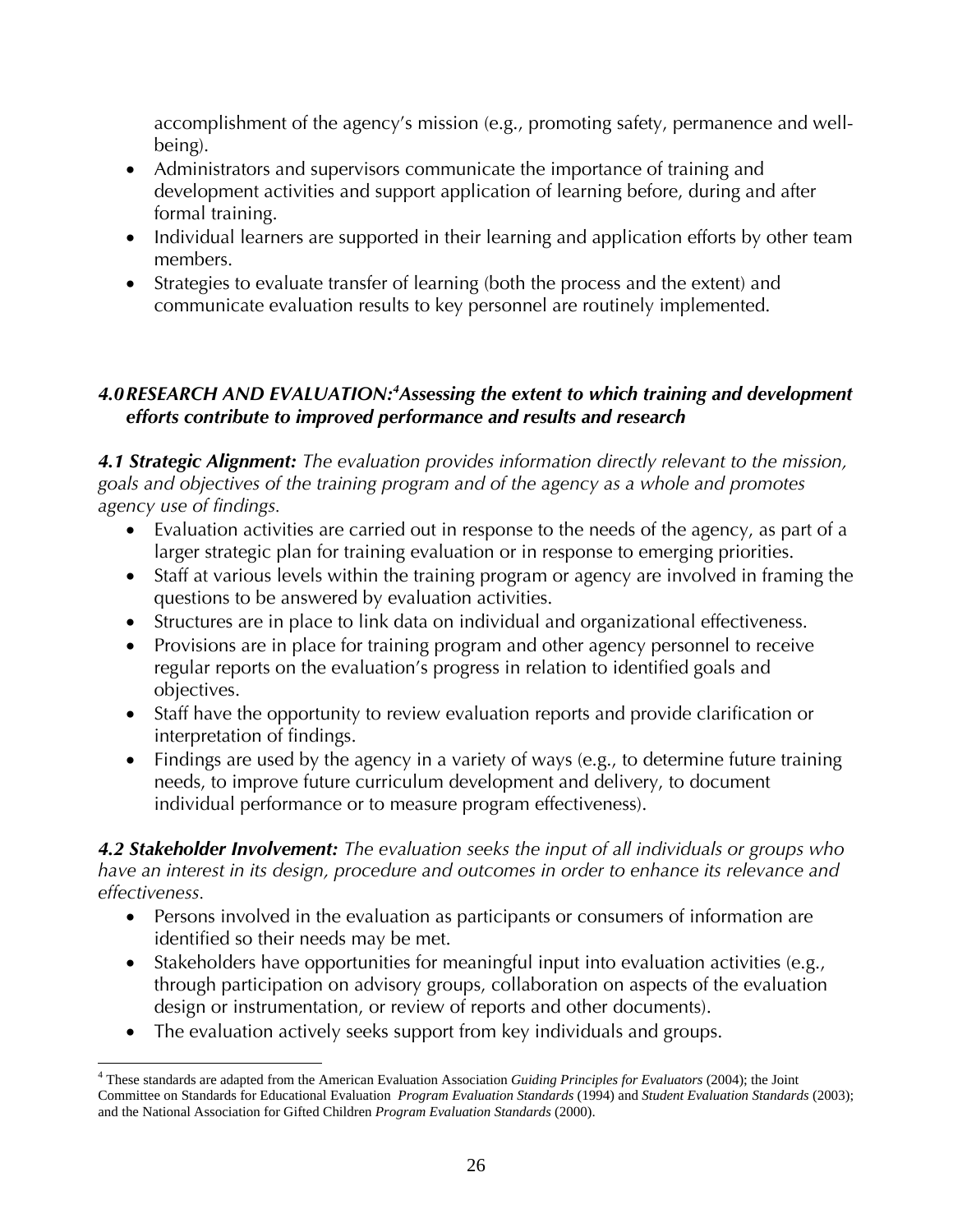accomplishment of the agency's mission (e.g., promoting safety, permanence and well-being).

- Administrators and supervisors communicate the importance of training and development activities and support application of learning before, during and after formal training.
- Individual learners are supported in their learning and application efforts by other team members.
- Strategies to evaluate transfer of learning (both the process and the extent) and communicate evaluation results to key personnel are routinely implemented.

### *4.0 RESEARCH AND EVALUATION:[4] Assessing the extent to which training and development efforts contribute to improved performance and results and research*

***4.1 Strategic Alignment:*** *The evaluation provides information directly relevant to the mission, goals and objectives of the training program and of the agency as a whole and promotes agency use of findings.*

- Evaluation activities are carried out in response to the needs of the agency, as part of a larger strategic plan for training evaluation or in response to emerging priorities.
- Staff at various levels within the training program or agency are involved in framing the questions to be answered by evaluation activities.
- Structures are in place to link data on individual and organizational effectiveness.
- Provisions are in place for training program and other agency personnel to receive regular reports on the evaluation's progress in relation to identified goals and objectives.
- Staff have the opportunity to review evaluation reports and provide clarification or interpretation of findings.
- Findings are used by the agency in a variety of ways (e.g., to determine future training needs, to improve future curriculum development and delivery, to document individual performance or to measure program effectiveness).

***4.2 Stakeholder Involvement:*** *The evaluation seeks the input of all individuals or groups who have an interest in its design, procedure and outcomes in order to enhance its relevance and effectiveness.*

- Persons involved in the evaluation as participants or consumers of information are identified so their needs may be met.
- Stakeholders have opportunities for meaningful input into evaluation activities (e.g., through participation on advisory groups, collaboration on aspects of the evaluation design or instrumentation, or review of reports and other documents).
- The evaluation actively seeks support from key individuals and groups.

---

[4] These standards are adapted from the American Evaluation Association *Guiding Principles for Evaluators* (2004); the Joint Committee on Standards for Educational Evaluation *Program Evaluation Standards* (1994) and *Student Evaluation Standards* (2003); and the National Association for Gifted Children *Program Evaluation Standards* (2000).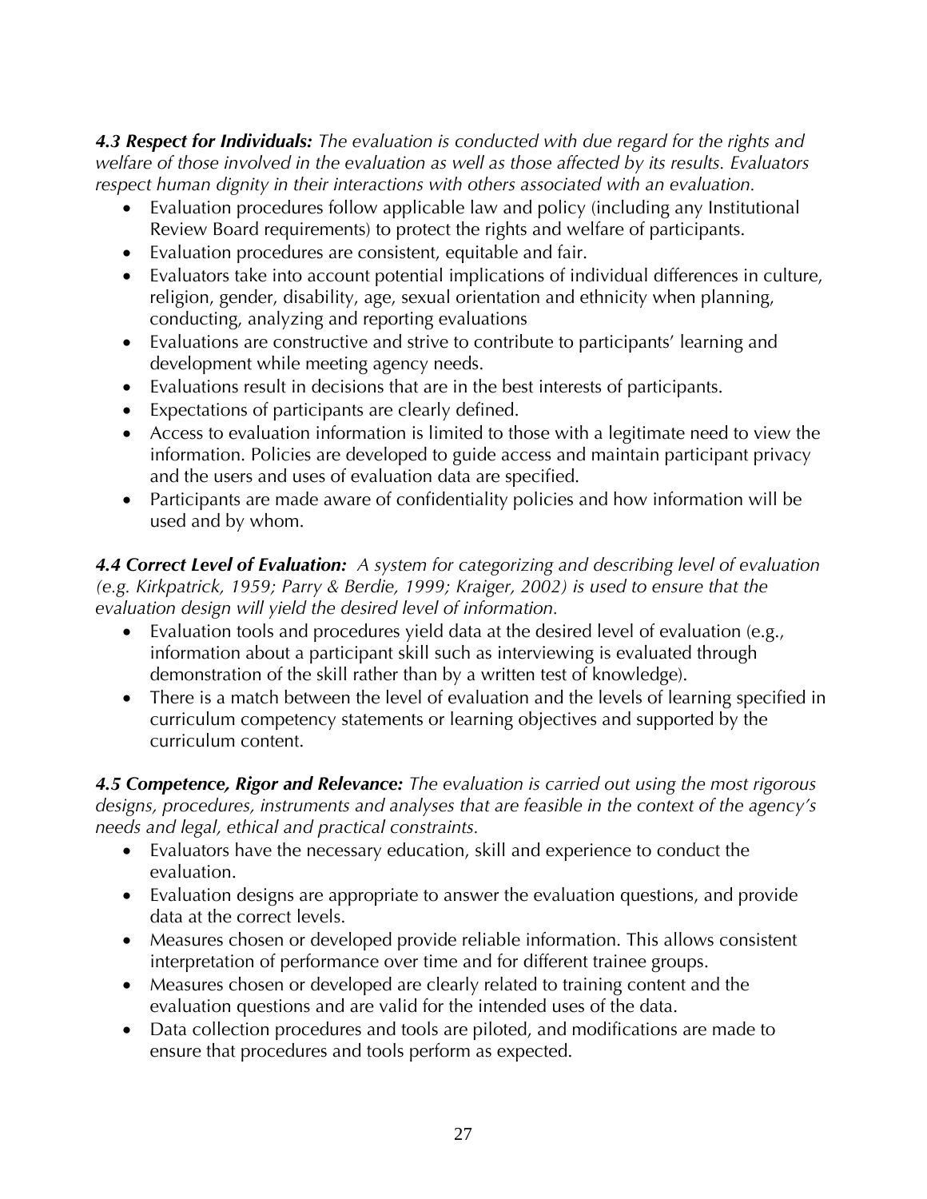***4.3 Respect for Individuals:*** *The evaluation is conducted with due regard for the rights and welfare of those involved in the evaluation as well as those affected by its results. Evaluators respect human dignity in their interactions with others associated with an evaluation.*

- Evaluation procedures follow applicable law and policy (including any Institutional Review Board requirements) to protect the rights and welfare of participants.
- Evaluation procedures are consistent, equitable and fair.
- Evaluators take into account potential implications of individual differences in culture, religion, gender, disability, age, sexual orientation and ethnicity when planning, conducting, analyzing and reporting evaluations
- Evaluations are constructive and strive to contribute to participants' learning and development while meeting agency needs.
- Evaluations result in decisions that are in the best interests of participants.
- Expectations of participants are clearly defined.
- Access to evaluation information is limited to those with a legitimate need to view the information. Policies are developed to guide access and maintain participant privacy and the users and uses of evaluation data are specified.
- Participants are made aware of confidentiality policies and how information will be used and by whom.

***4.4 Correct Level of Evaluation:*** *A system for categorizing and describing level of evaluation (e.g. Kirkpatrick, 1959; Parry & Berdie, 1999; Kraiger, 2002) is used to ensure that the evaluation design will yield the desired level of information.*

- Evaluation tools and procedures yield data at the desired level of evaluation (e.g., information about a participant skill such as interviewing is evaluated through demonstration of the skill rather than by a written test of knowledge).
- There is a match between the level of evaluation and the levels of learning specified in curriculum competency statements or learning objectives and supported by the curriculum content.

***4.5 Competence, Rigor and Relevance:*** *The evaluation is carried out using the most rigorous designs, procedures, instruments and analyses that are feasible in the context of the agency's needs and legal, ethical and practical constraints.*

- Evaluators have the necessary education, skill and experience to conduct the evaluation.
- Evaluation designs are appropriate to answer the evaluation questions, and provide data at the correct levels.
- Measures chosen or developed provide reliable information. This allows consistent interpretation of performance over time and for different trainee groups.
- Measures chosen or developed are clearly related to training content and the evaluation questions and are valid for the intended uses of the data.
- Data collection procedures and tools are piloted, and modifications are made to ensure that procedures and tools perform as expected.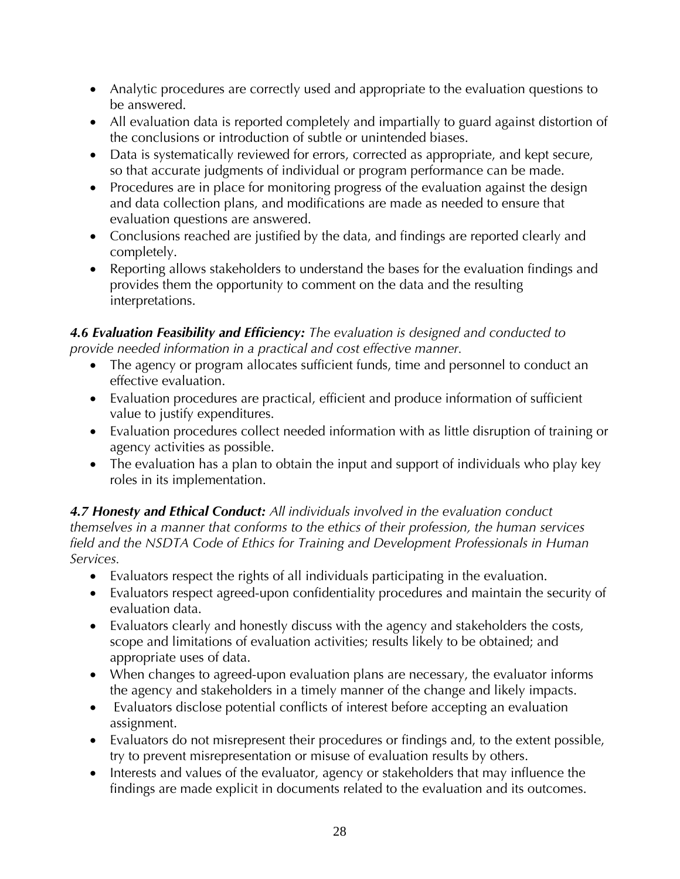- Analytic procedures are correctly used and appropriate to the evaluation questions to be answered.
- All evaluation data is reported completely and impartially to guard against distortion of the conclusions or introduction of subtle or unintended biases.
- Data is systematically reviewed for errors, corrected as appropriate, and kept secure, so that accurate judgments of individual or program performance can be made.
- Procedures are in place for monitoring progress of the evaluation against the design and data collection plans, and modifications are made as needed to ensure that evaluation questions are answered.
- Conclusions reached are justified by the data, and findings are reported clearly and completely.
- Reporting allows stakeholders to understand the bases for the evaluation findings and provides them the opportunity to comment on the data and the resulting interpretations.

***4.6 Evaluation Feasibility and Efficiency:*** *The evaluation is designed and conducted to provide needed information in a practical and cost effective manner.*

- The agency or program allocates sufficient funds, time and personnel to conduct an effective evaluation.
- Evaluation procedures are practical, efficient and produce information of sufficient value to justify expenditures.
- Evaluation procedures collect needed information with as little disruption of training or agency activities as possible.
- The evaluation has a plan to obtain the input and support of individuals who play key roles in its implementation.

***4.7 Honesty and Ethical Conduct:*** *All individuals involved in the evaluation conduct themselves in a manner that conforms to the ethics of their profession, the human services field and the NSDTA Code of Ethics for Training and Development Professionals in Human Services.*

- Evaluators respect the rights of all individuals participating in the evaluation.
- Evaluators respect agreed-upon confidentiality procedures and maintain the security of evaluation data.
- Evaluators clearly and honestly discuss with the agency and stakeholders the costs, scope and limitations of evaluation activities; results likely to be obtained; and appropriate uses of data.
- When changes to agreed-upon evaluation plans are necessary, the evaluator informs the agency and stakeholders in a timely manner of the change and likely impacts.
- Evaluators disclose potential conflicts of interest before accepting an evaluation assignment.
- Evaluators do not misrepresent their procedures or findings and, to the extent possible, try to prevent misrepresentation or misuse of evaluation results by others.
- Interests and values of the evaluator, agency or stakeholders that may influence the findings are made explicit in documents related to the evaluation and its outcomes.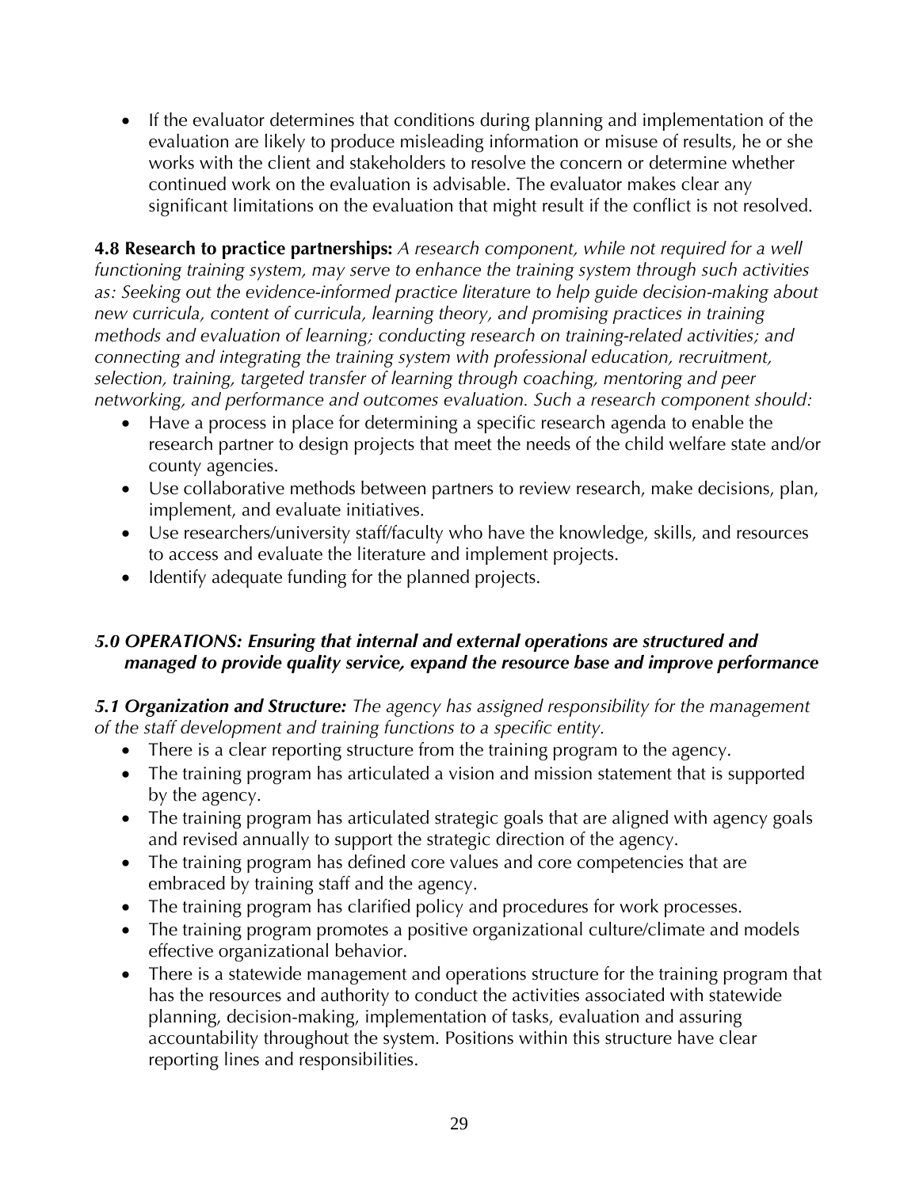- If the evaluator determines that conditions during planning and implementation of the evaluation are likely to produce misleading information or misuse of results, he or she works with the client and stakeholders to resolve the concern or determine whether continued work on the evaluation is advisable. The evaluator makes clear any significant limitations on the evaluation that might result if the conflict is not resolved.

**4.8 Research to practice partnerships:** *A research component, while not required for a well functioning training system, may serve to enhance the training system through such activities as: Seeking out the evidence-informed practice literature to help guide decision-making about new curricula, content of curricula, learning theory, and promising practices in training methods and evaluation of learning; conducting research on training-related activities; and connecting and integrating the training system with professional education, recruitment, selection, training, targeted transfer of learning through coaching, mentoring and peer networking, and performance and outcomes evaluation. Such a research component should:*

- Have a process in place for determining a specific research agenda to enable the research partner to design projects that meet the needs of the child welfare state and/or county agencies.
- Use collaborative methods between partners to review research, make decisions, plan, implement, and evaluate initiatives.
- Use researchers/university staff/faculty who have the knowledge, skills, and resources to access and evaluate the literature and implement projects.
- Identify adequate funding for the planned projects.

## *5.0 OPERATIONS: Ensuring that internal and external operations are structured and managed to provide quality service, expand the resource base and improve performance*

***5.1 Organization and Structure:*** *The agency has assigned responsibility for the management of the staff development and training functions to a specific entity.*

- There is a clear reporting structure from the training program to the agency.
- The training program has articulated a vision and mission statement that is supported by the agency.
- The training program has articulated strategic goals that are aligned with agency goals and revised annually to support the strategic direction of the agency.
- The training program has defined core values and core competencies that are embraced by training staff and the agency.
- The training program has clarified policy and procedures for work processes.
- The training program promotes a positive organizational culture/climate and models effective organizational behavior.
- There is a statewide management and operations structure for the training program that has the resources and authority to conduct the activities associated with statewide planning, decision-making, implementation of tasks, evaluation and assuring accountability throughout the system. Positions within this structure have clear reporting lines and responsibilities.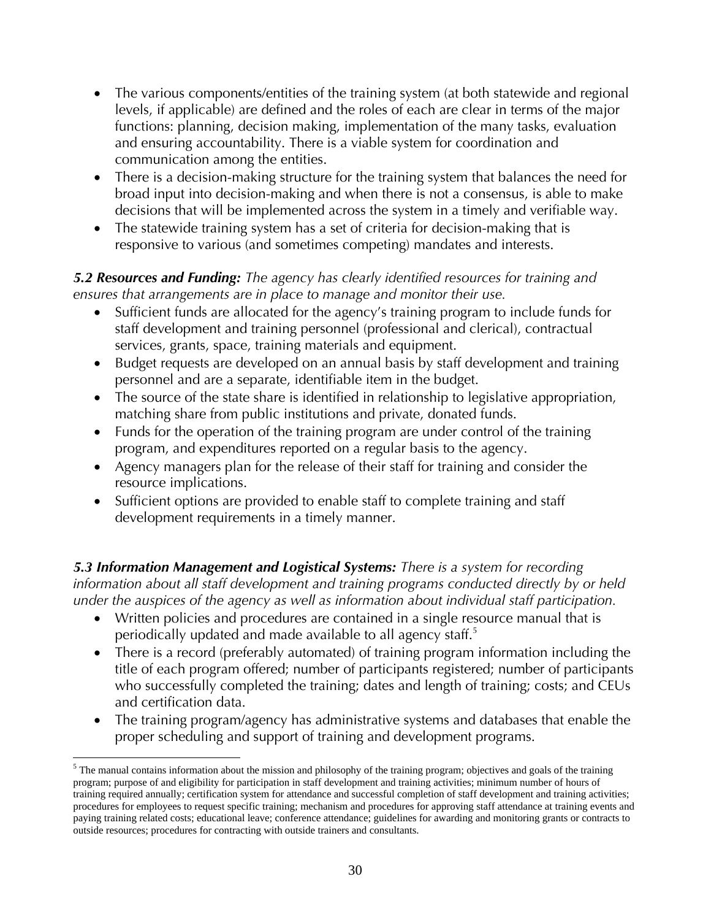- The various components/entities of the training system (at both statewide and regional levels, if applicable) are defined and the roles of each are clear in terms of the major functions: planning, decision making, implementation of the many tasks, evaluation and ensuring accountability. There is a viable system for coordination and communication among the entities.
- There is a decision-making structure for the training system that balances the need for broad input into decision-making and when there is not a consensus, is able to make decisions that will be implemented across the system in a timely and verifiable way.
- The statewide training system has a set of criteria for decision-making that is responsive to various (and sometimes competing) mandates and interests.

***5.2 Resources and Funding:*** *The agency has clearly identified resources for training and ensures that arrangements are in place to manage and monitor their use.*

- Sufficient funds are allocated for the agency's training program to include funds for staff development and training personnel (professional and clerical), contractual services, grants, space, training materials and equipment.
- Budget requests are developed on an annual basis by staff development and training personnel and are a separate, identifiable item in the budget.
- The source of the state share is identified in relationship to legislative appropriation, matching share from public institutions and private, donated funds.
- Funds for the operation of the training program are under control of the training program, and expenditures reported on a regular basis to the agency.
- Agency managers plan for the release of their staff for training and consider the resource implications.
- Sufficient options are provided to enable staff to complete training and staff development requirements in a timely manner.

***5.3 Information Management and Logistical Systems:*** *There is a system for recording information about all staff development and training programs conducted directly by or held under the auspices of the agency as well as information about individual staff participation.*

- Written policies and procedures are contained in a single resource manual that is periodically updated and made available to all agency staff.[5]
- There is a record (preferably automated) of training program information including the title of each program offered; number of participants registered; number of participants who successfully completed the training; dates and length of training; costs; and CEUs and certification data.
- The training program/agency has administrative systems and databases that enable the proper scheduling and support of training and development programs.

[5] The manual contains information about the mission and philosophy of the training program; objectives and goals of the training program; purpose of and eligibility for participation in staff development and training activities; minimum number of hours of training required annually; certification system for attendance and successful completion of staff development and training activities; procedures for employees to request specific training; mechanism and procedures for approving staff attendance at training events and paying training related costs; educational leave; conference attendance; guidelines for awarding and monitoring grants or contracts to outside resources; procedures for contracting with outside trainers and consultants.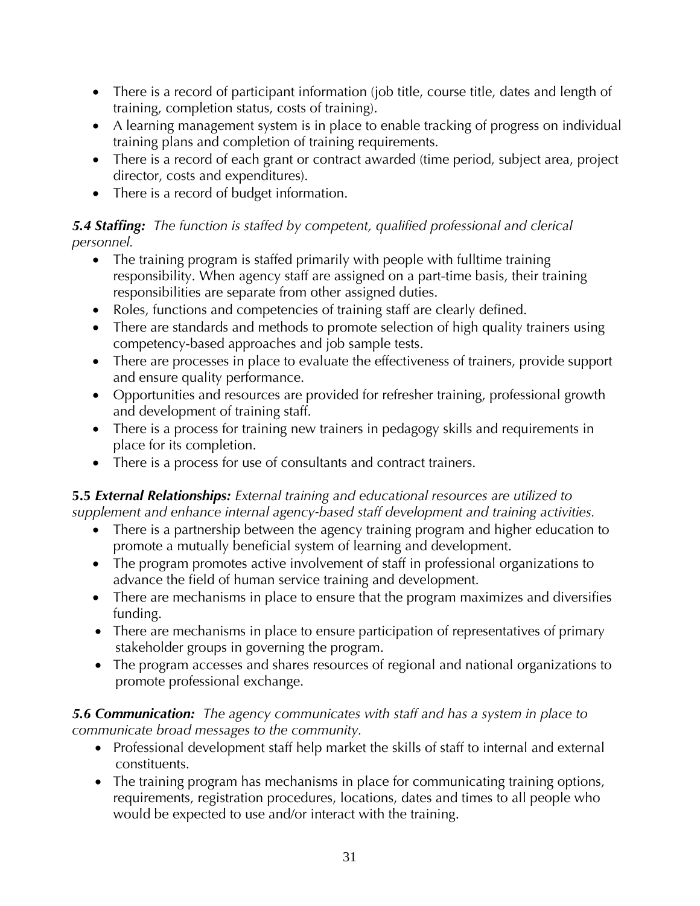- There is a record of participant information (job title, course title, dates and length of training, completion status, costs of training).
- A learning management system is in place to enable tracking of progress on individual training plans and completion of training requirements.
- There is a record of each grant or contract awarded (time period, subject area, project director, costs and expenditures).
- There is a record of budget information.

***5.4 Staffing:*** *The function is staffed by competent, qualified professional and clerical personnel.*

- The training program is staffed primarily with people with fulltime training responsibility. When agency staff are assigned on a part-time basis, their training responsibilities are separate from other assigned duties.
- Roles, functions and competencies of training staff are clearly defined.
- There are standards and methods to promote selection of high quality trainers using competency-based approaches and job sample tests.
- There are processes in place to evaluate the effectiveness of trainers, provide support and ensure quality performance.
- Opportunities and resources are provided for refresher training, professional growth and development of training staff.
- There is a process for training new trainers in pedagogy skills and requirements in place for its completion.
- There is a process for use of consultants and contract trainers.

**5.5 *External Relationships:*** *External training and educational resources are utilized to supplement and enhance internal agency-based staff development and training activities.*

- There is a partnership between the agency training program and higher education to promote a mutually beneficial system of learning and development.
- The program promotes active involvement of staff in professional organizations to advance the field of human service training and development.
- There are mechanisms in place to ensure that the program maximizes and diversifies funding.
- There are mechanisms in place to ensure participation of representatives of primary stakeholder groups in governing the program.
- The program accesses and shares resources of regional and national organizations to promote professional exchange.

***5.6 Communication:*** *The agency communicates with staff and has a system in place to communicate broad messages to the community.*

- Professional development staff help market the skills of staff to internal and external constituents.
- The training program has mechanisms in place for communicating training options, requirements, registration procedures, locations, dates and times to all people who would be expected to use and/or interact with the training.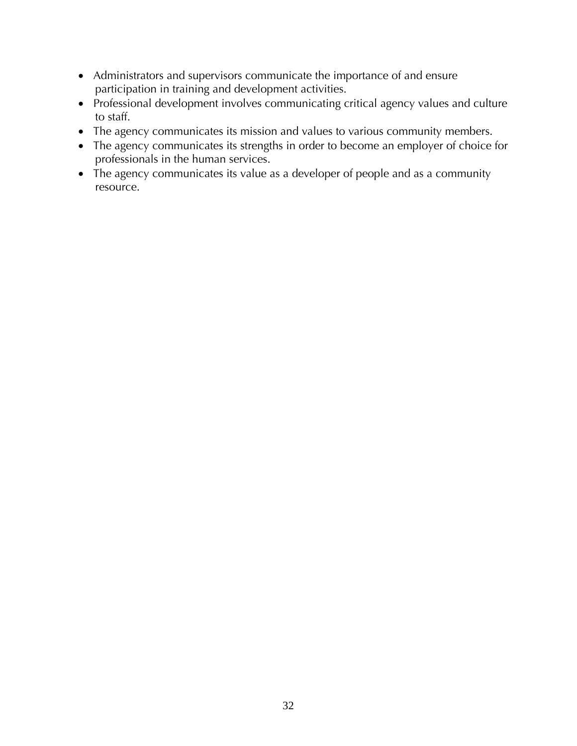- Administrators and supervisors communicate the importance of and ensure participation in training and development activities.
- Professional development involves communicating critical agency values and culture to staff.
- The agency communicates its mission and values to various community members.
- The agency communicates its strengths in order to become an employer of choice for professionals in the human services.
- The agency communicates its value as a developer of people and as a community resource.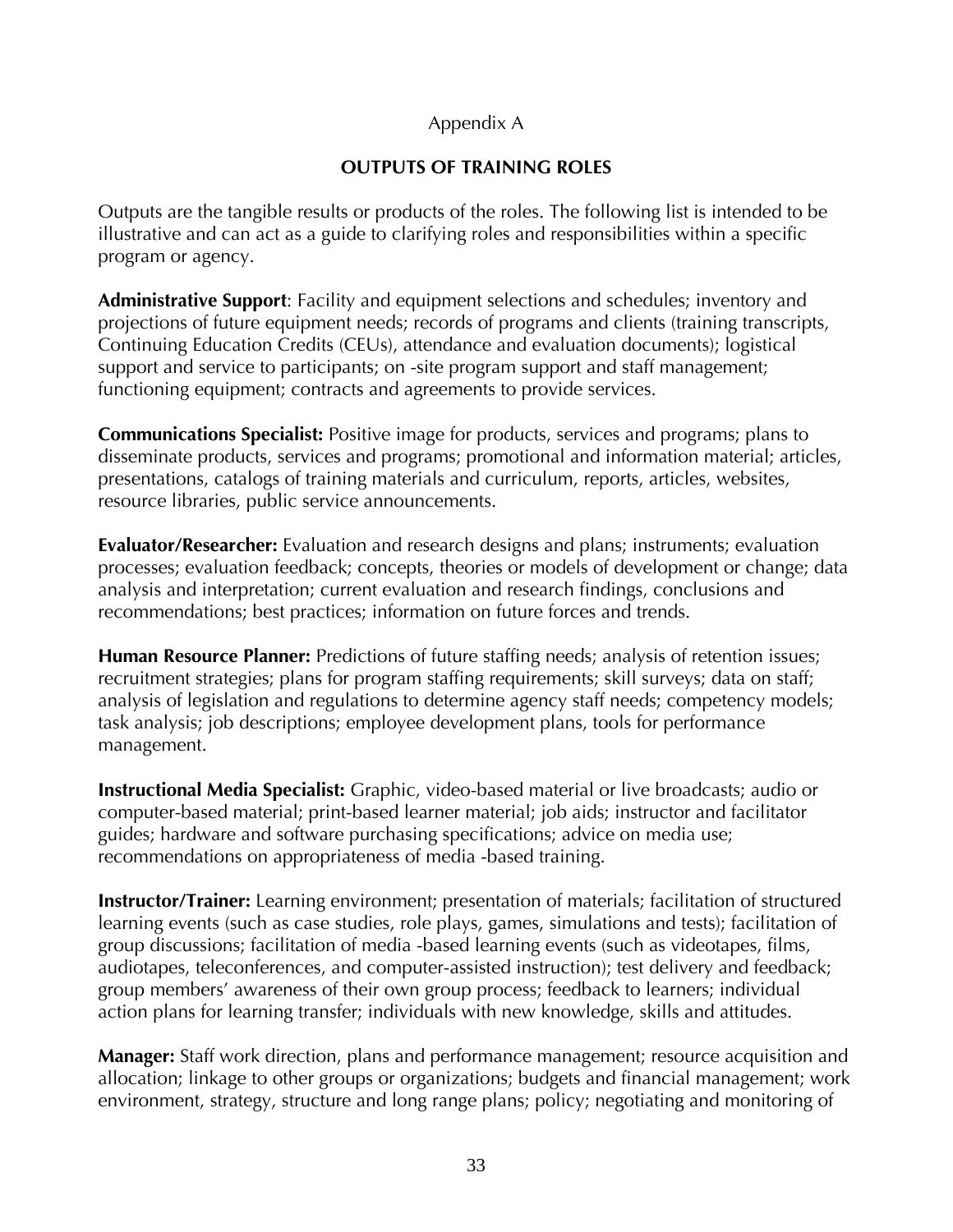Appendix A

## OUTPUTS OF TRAINING ROLES

Outputs are the tangible results or products of the roles. The following list is intended to be illustrative and can act as a guide to clarifying roles and responsibilities within a specific program or agency.

**Administrative Support**: Facility and equipment selections and schedules; inventory and projections of future equipment needs; records of programs and clients (training transcripts, Continuing Education Credits (CEUs), attendance and evaluation documents); logistical support and service to participants; on -site program support and staff management; functioning equipment; contracts and agreements to provide services.

**Communications Specialist:** Positive image for products, services and programs; plans to disseminate products, services and programs; promotional and information material; articles, presentations, catalogs of training materials and curriculum, reports, articles, websites, resource libraries, public service announcements.

**Evaluator/Researcher:** Evaluation and research designs and plans; instruments; evaluation processes; evaluation feedback; concepts, theories or models of development or change; data analysis and interpretation; current evaluation and research findings, conclusions and recommendations; best practices; information on future forces and trends.

**Human Resource Planner:** Predictions of future staffing needs; analysis of retention issues; recruitment strategies; plans for program staffing requirements; skill surveys; data on staff; analysis of legislation and regulations to determine agency staff needs; competency models; task analysis; job descriptions; employee development plans, tools for performance management.

**Instructional Media Specialist:** Graphic, video-based material or live broadcasts; audio or computer-based material; print-based learner material; job aids; instructor and facilitator guides; hardware and software purchasing specifications; advice on media use; recommendations on appropriateness of media -based training.

**Instructor/Trainer:** Learning environment; presentation of materials; facilitation of structured learning events (such as case studies, role plays, games, simulations and tests); facilitation of group discussions; facilitation of media -based learning events (such as videotapes, films, audiotapes, teleconferences, and computer-assisted instruction); test delivery and feedback; group members' awareness of their own group process; feedback to learners; individual action plans for learning transfer; individuals with new knowledge, skills and attitudes.

**Manager:** Staff work direction, plans and performance management; resource acquisition and allocation; linkage to other groups or organizations; budgets and financial management; work environment, strategy, structure and long range plans; policy; negotiating and monitoring of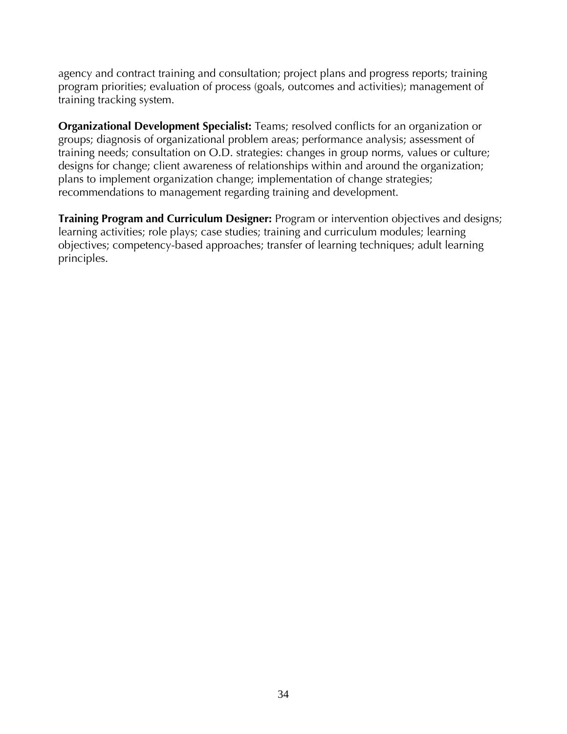agency and contract training and consultation; project plans and progress reports; training program priorities; evaluation of process (goals, outcomes and activities); management of training tracking system.

**Organizational Development Specialist:** Teams; resolved conflicts for an organization or groups; diagnosis of organizational problem areas; performance analysis; assessment of training needs; consultation on O.D. strategies: changes in group norms, values or culture; designs for change; client awareness of relationships within and around the organization; plans to implement organization change; implementation of change strategies; recommendations to management regarding training and development.

**Training Program and Curriculum Designer:** Program or intervention objectives and designs; learning activities; role plays; case studies; training and curriculum modules; learning objectives; competency-based approaches; transfer of learning techniques; adult learning principles.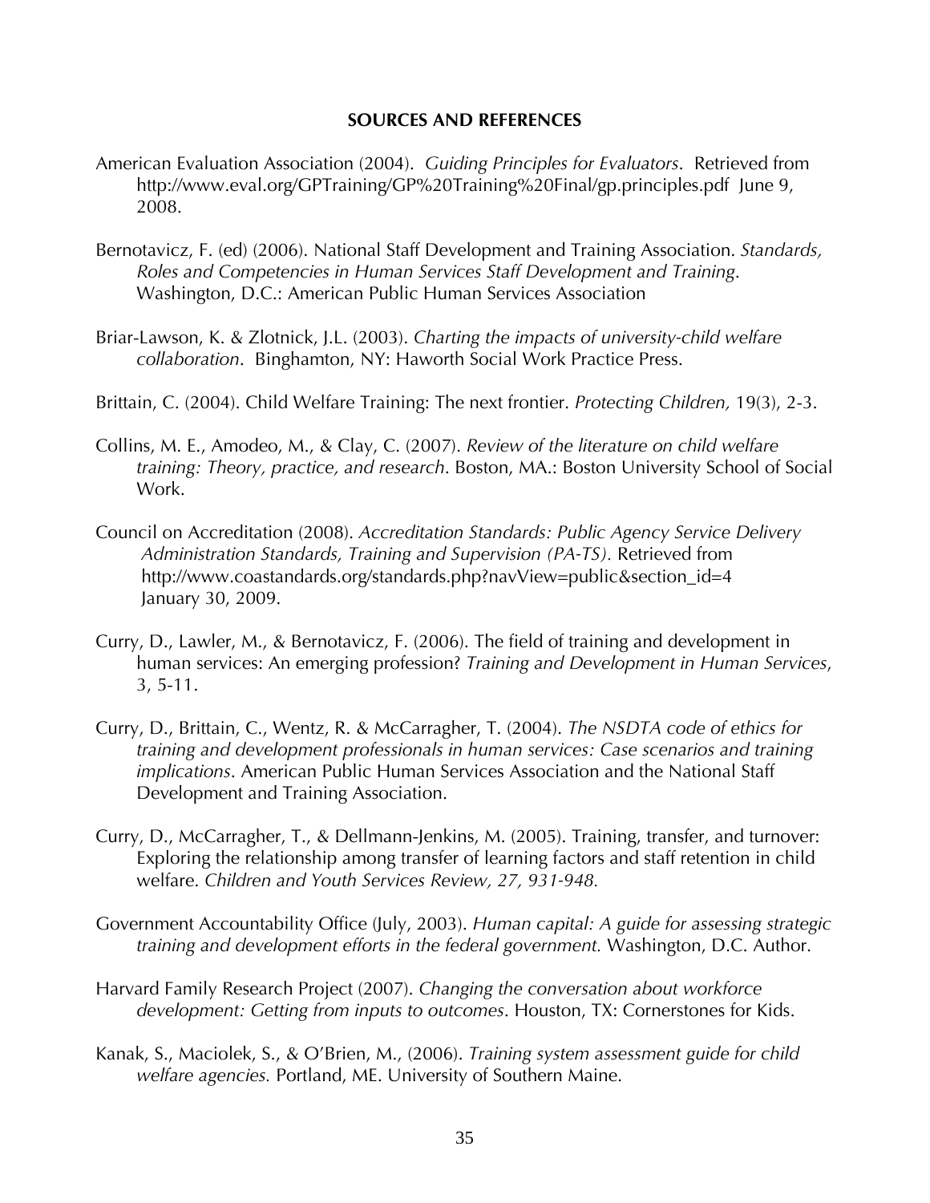## SOURCES AND REFERENCES

American Evaluation Association (2004). *Guiding Principles for Evaluators*. Retrieved from http://www.eval.org/GPTraining/GP%20Training%20Final/gp.principles.pdf June 9, 2008.

Bernotavicz, F. (ed) (2006). National Staff Development and Training Association. *Standards, Roles and Competencies in Human Services Staff Development and Training*. Washington, D.C.: American Public Human Services Association

Briar-Lawson, K. & Zlotnick, J.L. (2003). *Charting the impacts of university-child welfare collaboration*. Binghamton, NY: Haworth Social Work Practice Press.

Brittain, C. (2004). Child Welfare Training: The next frontier. *Protecting Children,* 19(3), 2-3.

Collins, M. E., Amodeo, M., & Clay, C. (2007). *Review of the literature on child welfare training: Theory, practice, and research*. Boston, MA.: Boston University School of Social Work.

Council on Accreditation (2008). *Accreditation Standards: Public Agency Service Delivery Administration Standards, Training and Supervision (PA-TS)*. Retrieved from http://www.coastandards.org/standards.php?navView=public&section_id=4 January 30, 2009.

Curry, D., Lawler, M., & Bernotavicz, F. (2006). The field of training and development in human services: An emerging profession? *Training and Development in Human Services*, 3, 5-11.

Curry, D., Brittain, C., Wentz, R. & McCarragher, T. (2004). *The NSDTA code of ethics for training and development professionals in human services: Case scenarios and training implications*. American Public Human Services Association and the National Staff Development and Training Association.

Curry, D., McCarragher, T., & Dellmann-Jenkins, M. (2005). Training, transfer, and turnover: Exploring the relationship among transfer of learning factors and staff retention in child welfare. *Children and Youth Services Review, 27, 931-948.*

Government Accountability Office (July, 2003). *Human capital: A guide for assessing strategic training and development efforts in the federal government.* Washington, D.C. Author.

Harvard Family Research Project (2007). *Changing the conversation about workforce development: Getting from inputs to outcomes*. Houston, TX: Cornerstones for Kids.

Kanak, S., Maciolek, S., & O'Brien, M., (2006). *Training system assessment guide for child welfare agencies.* Portland, ME. University of Southern Maine.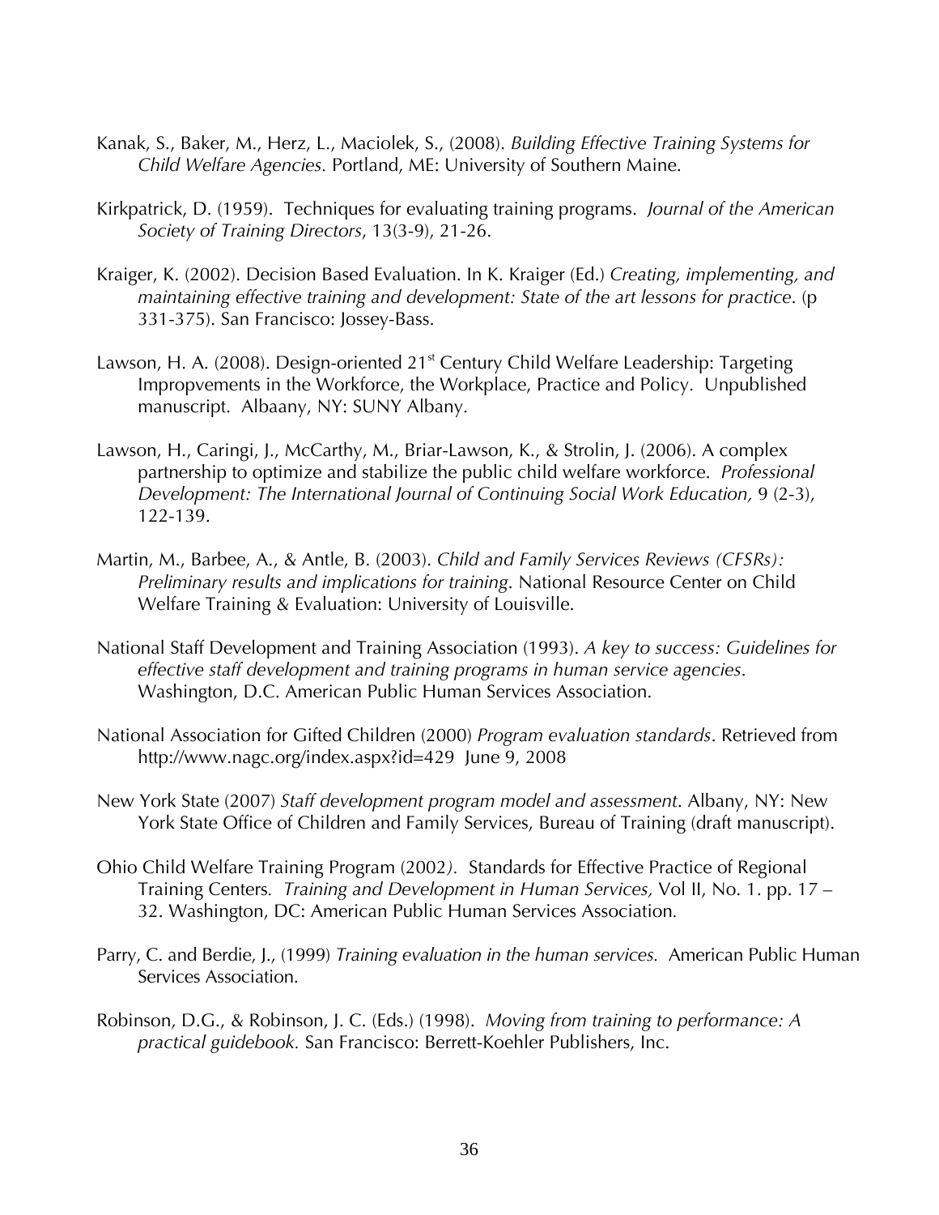Kanak, S., Baker, M., Herz, L., Maciolek, S., (2008). *Building Effective Training Systems for Child Welfare Agencies.* Portland, ME: University of Southern Maine.

Kirkpatrick, D. (1959). Techniques for evaluating training programs. *Journal of the American Society of Training Directors*, 13(3-9), 21-26.

Kraiger, K. (2002). Decision Based Evaluation. In K. Kraiger (Ed.) *Creating, implementing, and maintaining effective training and development: State of the art lessons for practice*. (p 331-375). San Francisco: Jossey-Bass.

Lawson, H. A. (2008). Design-oriented 21st Century Child Welfare Leadership: Targeting Impropvements in the Workforce, the Workplace, Practice and Policy. Unpublished manuscript. Albaany, NY: SUNY Albany.

Lawson, H., Caringi, J., McCarthy, M., Briar-Lawson, K., & Strolin, J. (2006). A complex partnership to optimize and stabilize the public child welfare workforce. *Professional Development: The International Journal of Continuing Social Work Education,* 9 (2-3), 122-139.

Martin, M., Barbee, A., & Antle, B. (2003). *Child and Family Services Reviews (CFSRs): Preliminary results and implications for training*. National Resource Center on Child Welfare Training & Evaluation: University of Louisville.

National Staff Development and Training Association (1993). *A key to success: Guidelines for effective staff development and training programs in human service agencies*. Washington, D.C. American Public Human Services Association.

National Association for Gifted Children (2000) *Program evaluation standards*. Retrieved from http://www.nagc.org/index.aspx?id=429 June 9, 2008

New York State (2007) *Staff development program model and assessment*. Albany, NY: New York State Office of Children and Family Services, Bureau of Training (draft manuscript).

Ohio Child Welfare Training Program (2002). Standards for Effective Practice of Regional Training Centers. *Training and Development in Human Services,* Vol II, No. 1. pp. 17 – 32. Washington, DC: American Public Human Services Association.

Parry, C. and Berdie, J., (1999) *Training evaluation in the human services.* American Public Human Services Association.

Robinson, D.G., & Robinson, J. C. (Eds.) (1998). *Moving from training to performance: A practical guidebook.* San Francisco: Berrett-Koehler Publishers, Inc.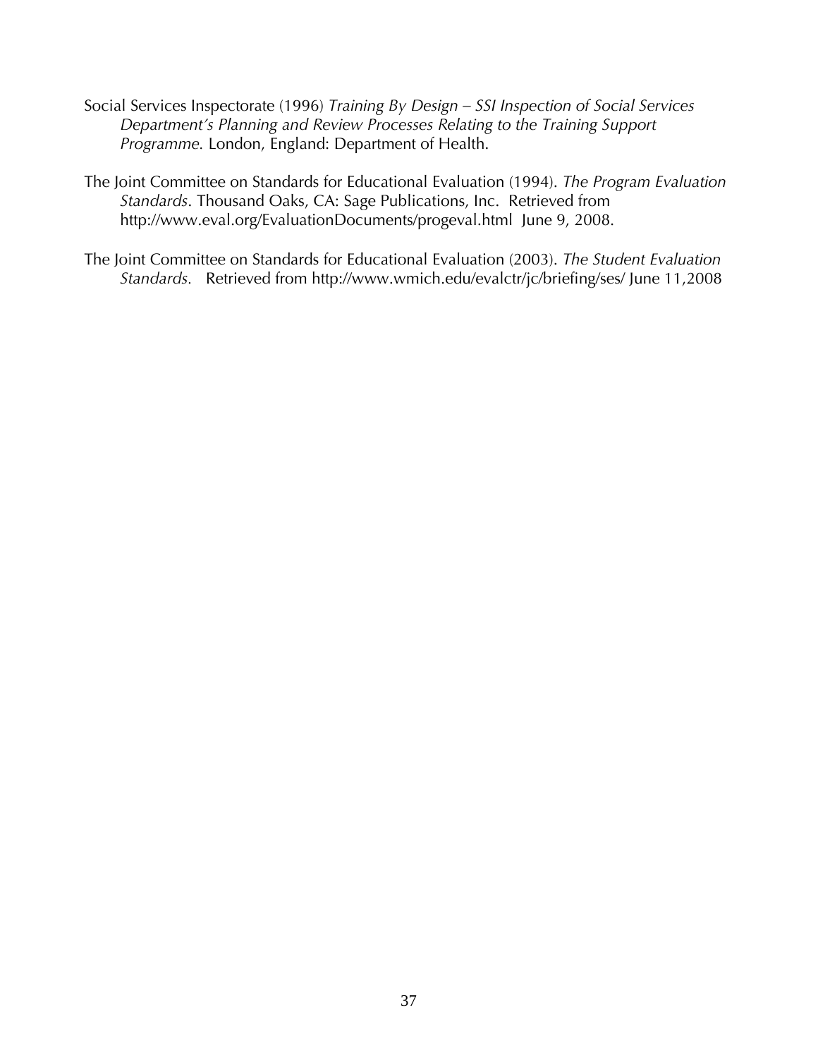Social Services Inspectorate (1996) *Training By Design – SSI Inspection of Social Services Department's Planning and Review Processes Relating to the Training Support Programme.* London, England: Department of Health.

The Joint Committee on Standards for Educational Evaluation (1994). *The Program Evaluation Standards*. Thousand Oaks, CA: Sage Publications, Inc. Retrieved from http://www.eval.org/EvaluationDocuments/progeval.html June 9, 2008.

The Joint Committee on Standards for Educational Evaluation (2003). *The Student Evaluation Standards*. Retrieved from http://www.wmich.edu/evalctr/jc/briefing/ses/ June 11,2008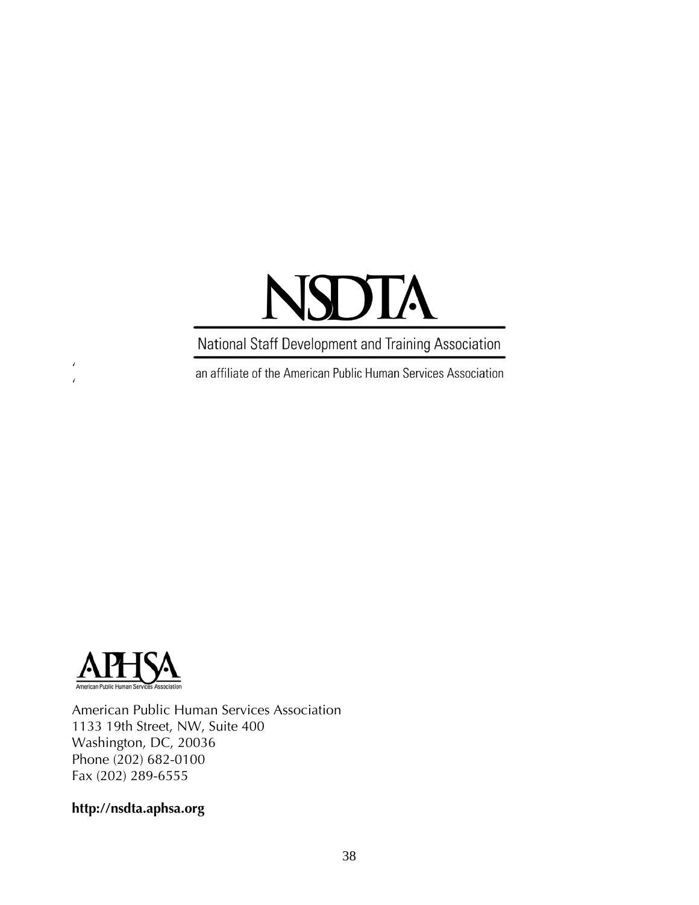# NSDTA

National Staff Development and Training Association

an affiliate of the American Public Human Services Association

APHSA

American Public Human Services Association

American Public Human Services Association
1133 19th Street, NW, Suite 400
Washington, DC, 20036
Phone (202) 682-0100
Fax (202) 289-6555

**http://nsdta.aphsa.org**